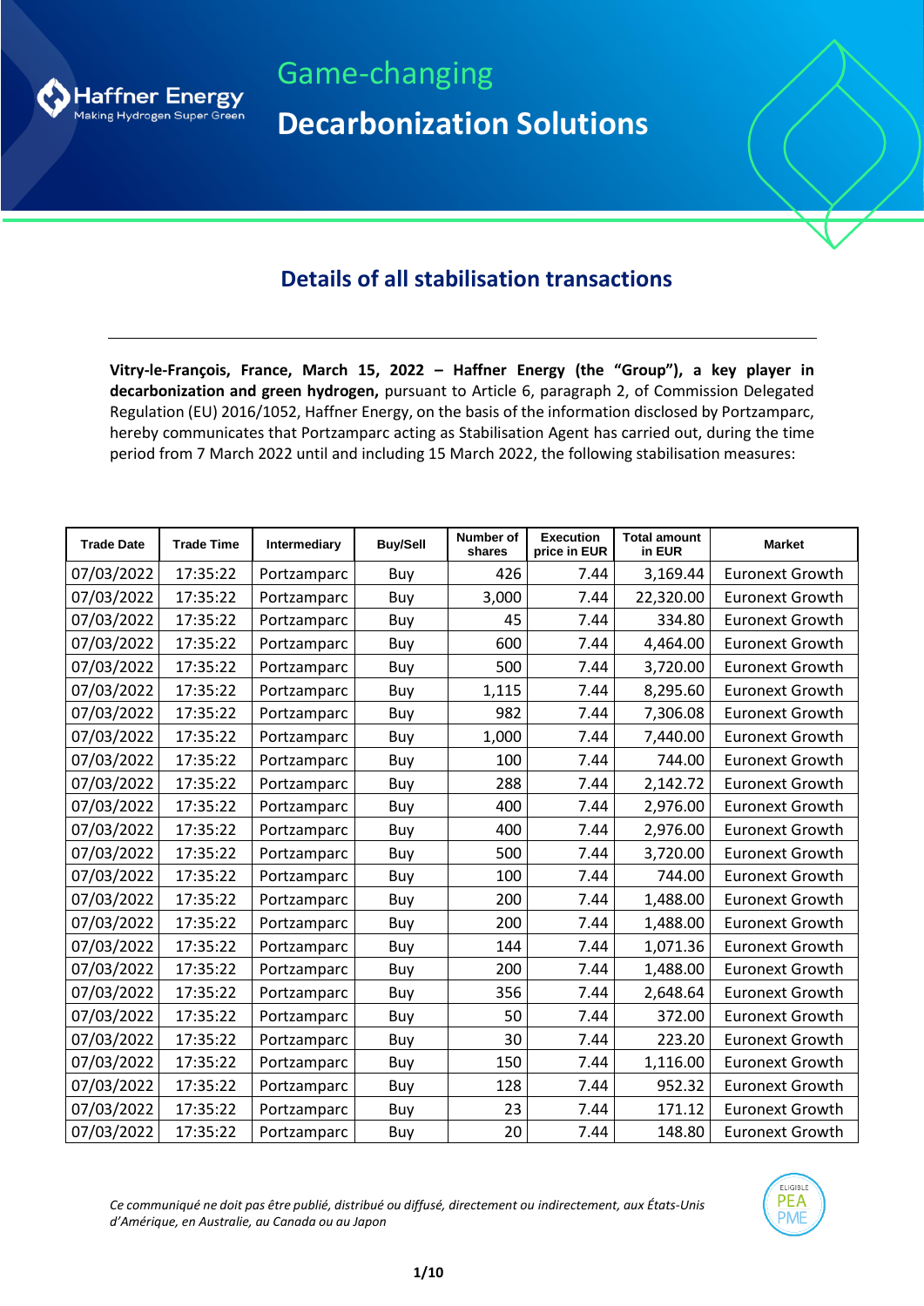Haffner Energy
Making Hydrogen Super Green

Game-changing

**Decarbonization Solutions**

## Details of all stabilisation transactions

**Vitry-le-François, France, March 15, 2022 – Haffner Energy (the "Group"), a key player in decarbonization and green hydrogen,** pursuant to Article 6, paragraph 2, of Commission Delegated Regulation (EU) 2016/1052, Haffner Energy, on the basis of the information disclosed by Portzamparc, hereby communicates that Portzamparc acting as Stabilisation Agent has carried out, during the time period from 7 March 2022 until and including 15 March 2022, the following stabilisation measures:

| Trade Date | Trade Time | Intermediary | Buy/Sell | Number of shares | Execution price in EUR | Total amount in EUR | Market |
|---|---|---|---|---|---|---|---|
| 07/03/2022 | 17:35:22 | Portzamparc | Buy | 426 | 7.44 | 3,169.44 | Euronext Growth |
| 07/03/2022 | 17:35:22 | Portzamparc | Buy | 3,000 | 7.44 | 22,320.00 | Euronext Growth |
| 07/03/2022 | 17:35:22 | Portzamparc | Buy | 45 | 7.44 | 334.80 | Euronext Growth |
| 07/03/2022 | 17:35:22 | Portzamparc | Buy | 600 | 7.44 | 4,464.00 | Euronext Growth |
| 07/03/2022 | 17:35:22 | Portzamparc | Buy | 500 | 7.44 | 3,720.00 | Euronext Growth |
| 07/03/2022 | 17:35:22 | Portzamparc | Buy | 1,115 | 7.44 | 8,295.60 | Euronext Growth |
| 07/03/2022 | 17:35:22 | Portzamparc | Buy | 982 | 7.44 | 7,306.08 | Euronext Growth |
| 07/03/2022 | 17:35:22 | Portzamparc | Buy | 1,000 | 7.44 | 7,440.00 | Euronext Growth |
| 07/03/2022 | 17:35:22 | Portzamparc | Buy | 100 | 7.44 | 744.00 | Euronext Growth |
| 07/03/2022 | 17:35:22 | Portzamparc | Buy | 288 | 7.44 | 2,142.72 | Euronext Growth |
| 07/03/2022 | 17:35:22 | Portzamparc | Buy | 400 | 7.44 | 2,976.00 | Euronext Growth |
| 07/03/2022 | 17:35:22 | Portzamparc | Buy | 400 | 7.44 | 2,976.00 | Euronext Growth |
| 07/03/2022 | 17:35:22 | Portzamparc | Buy | 500 | 7.44 | 3,720.00 | Euronext Growth |
| 07/03/2022 | 17:35:22 | Portzamparc | Buy | 100 | 7.44 | 744.00 | Euronext Growth |
| 07/03/2022 | 17:35:22 | Portzamparc | Buy | 200 | 7.44 | 1,488.00 | Euronext Growth |
| 07/03/2022 | 17:35:22 | Portzamparc | Buy | 200 | 7.44 | 1,488.00 | Euronext Growth |
| 07/03/2022 | 17:35:22 | Portzamparc | Buy | 144 | 7.44 | 1,071.36 | Euronext Growth |
| 07/03/2022 | 17:35:22 | Portzamparc | Buy | 200 | 7.44 | 1,488.00 | Euronext Growth |
| 07/03/2022 | 17:35:22 | Portzamparc | Buy | 356 | 7.44 | 2,648.64 | Euronext Growth |
| 07/03/2022 | 17:35:22 | Portzamparc | Buy | 50 | 7.44 | 372.00 | Euronext Growth |
| 07/03/2022 | 17:35:22 | Portzamparc | Buy | 30 | 7.44 | 223.20 | Euronext Growth |
| 07/03/2022 | 17:35:22 | Portzamparc | Buy | 150 | 7.44 | 1,116.00 | Euronext Growth |
| 07/03/2022 | 17:35:22 | Portzamparc | Buy | 128 | 7.44 | 952.32 | Euronext Growth |
| 07/03/2022 | 17:35:22 | Portzamparc | Buy | 23 | 7.44 | 171.12 | Euronext Growth |
| 07/03/2022 | 17:35:22 | Portzamparc | Buy | 20 | 7.44 | 148.80 | Euronext Growth |

*Ce communiqué ne doit pas être publié, distribué ou diffusé, directement ou indirectement, aux États-Unis d'Amérique, en Australie, au Canada ou au Japon*

ELIGIBLE PEA PME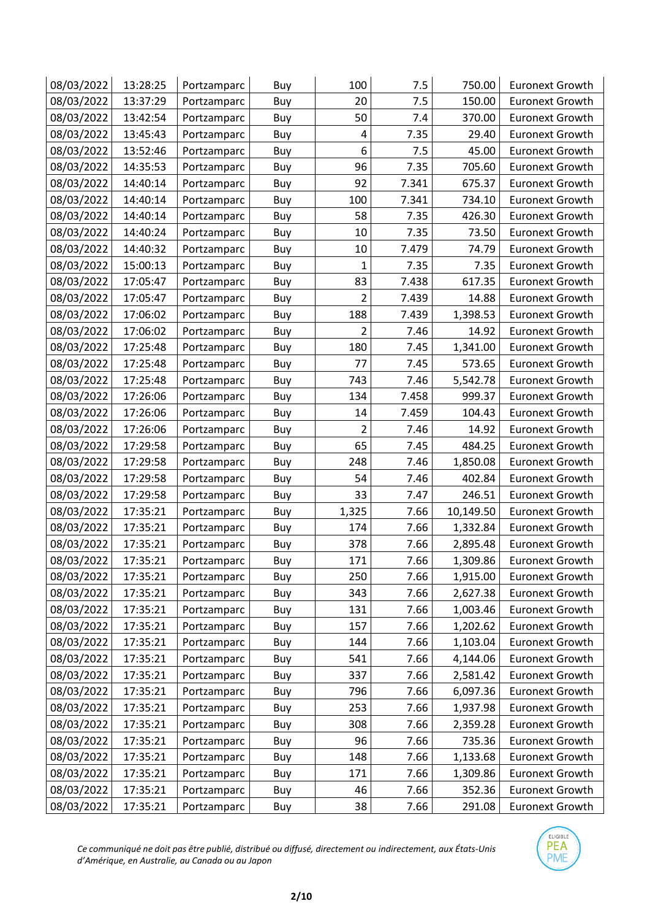| 08/03/2022 | 13:28:25 | Portzamparc | Buy | 100 | 7.5 | 750.00 | Euronext Growth |
|---|---|---|---|---|---|---|---|
| 08/03/2022 | 13:37:29 | Portzamparc | Buy | 20 | 7.5 | 150.00 | Euronext Growth |
| 08/03/2022 | 13:42:54 | Portzamparc | Buy | 50 | 7.4 | 370.00 | Euronext Growth |
| 08/03/2022 | 13:45:43 | Portzamparc | Buy | 4 | 7.35 | 29.40 | Euronext Growth |
| 08/03/2022 | 13:52:46 | Portzamparc | Buy | 6 | 7.5 | 45.00 | Euronext Growth |
| 08/03/2022 | 14:35:53 | Portzamparc | Buy | 96 | 7.35 | 705.60 | Euronext Growth |
| 08/03/2022 | 14:40:14 | Portzamparc | Buy | 92 | 7.341 | 675.37 | Euronext Growth |
| 08/03/2022 | 14:40:14 | Portzamparc | Buy | 100 | 7.341 | 734.10 | Euronext Growth |
| 08/03/2022 | 14:40:14 | Portzamparc | Buy | 58 | 7.35 | 426.30 | Euronext Growth |
| 08/03/2022 | 14:40:24 | Portzamparc | Buy | 10 | 7.35 | 73.50 | Euronext Growth |
| 08/03/2022 | 14:40:32 | Portzamparc | Buy | 10 | 7.479 | 74.79 | Euronext Growth |
| 08/03/2022 | 15:00:13 | Portzamparc | Buy | 1 | 7.35 | 7.35 | Euronext Growth |
| 08/03/2022 | 17:05:47 | Portzamparc | Buy | 83 | 7.438 | 617.35 | Euronext Growth |
| 08/03/2022 | 17:05:47 | Portzamparc | Buy | 2 | 7.439 | 14.88 | Euronext Growth |
| 08/03/2022 | 17:06:02 | Portzamparc | Buy | 188 | 7.439 | 1,398.53 | Euronext Growth |
| 08/03/2022 | 17:06:02 | Portzamparc | Buy | 2 | 7.46 | 14.92 | Euronext Growth |
| 08/03/2022 | 17:25:48 | Portzamparc | Buy | 180 | 7.45 | 1,341.00 | Euronext Growth |
| 08/03/2022 | 17:25:48 | Portzamparc | Buy | 77 | 7.45 | 573.65 | Euronext Growth |
| 08/03/2022 | 17:25:48 | Portzamparc | Buy | 743 | 7.46 | 5,542.78 | Euronext Growth |
| 08/03/2022 | 17:26:06 | Portzamparc | Buy | 134 | 7.458 | 999.37 | Euronext Growth |
| 08/03/2022 | 17:26:06 | Portzamparc | Buy | 14 | 7.459 | 104.43 | Euronext Growth |
| 08/03/2022 | 17:26:06 | Portzamparc | Buy | 2 | 7.46 | 14.92 | Euronext Growth |
| 08/03/2022 | 17:29:58 | Portzamparc | Buy | 65 | 7.45 | 484.25 | Euronext Growth |
| 08/03/2022 | 17:29:58 | Portzamparc | Buy | 248 | 7.46 | 1,850.08 | Euronext Growth |
| 08/03/2022 | 17:29:58 | Portzamparc | Buy | 54 | 7.46 | 402.84 | Euronext Growth |
| 08/03/2022 | 17:29:58 | Portzamparc | Buy | 33 | 7.47 | 246.51 | Euronext Growth |
| 08/03/2022 | 17:35:21 | Portzamparc | Buy | 1,325 | 7.66 | 10,149.50 | Euronext Growth |
| 08/03/2022 | 17:35:21 | Portzamparc | Buy | 174 | 7.66 | 1,332.84 | Euronext Growth |
| 08/03/2022 | 17:35:21 | Portzamparc | Buy | 378 | 7.66 | 2,895.48 | Euronext Growth |
| 08/03/2022 | 17:35:21 | Portzamparc | Buy | 171 | 7.66 | 1,309.86 | Euronext Growth |
| 08/03/2022 | 17:35:21 | Portzamparc | Buy | 250 | 7.66 | 1,915.00 | Euronext Growth |
| 08/03/2022 | 17:35:21 | Portzamparc | Buy | 343 | 7.66 | 2,627.38 | Euronext Growth |
| 08/03/2022 | 17:35:21 | Portzamparc | Buy | 131 | 7.66 | 1,003.46 | Euronext Growth |
| 08/03/2022 | 17:35:21 | Portzamparc | Buy | 157 | 7.66 | 1,202.62 | Euronext Growth |
| 08/03/2022 | 17:35:21 | Portzamparc | Buy | 144 | 7.66 | 1,103.04 | Euronext Growth |
| 08/03/2022 | 17:35:21 | Portzamparc | Buy | 541 | 7.66 | 4,144.06 | Euronext Growth |
| 08/03/2022 | 17:35:21 | Portzamparc | Buy | 337 | 7.66 | 2,581.42 | Euronext Growth |
| 08/03/2022 | 17:35:21 | Portzamparc | Buy | 796 | 7.66 | 6,097.36 | Euronext Growth |
| 08/03/2022 | 17:35:21 | Portzamparc | Buy | 253 | 7.66 | 1,937.98 | Euronext Growth |
| 08/03/2022 | 17:35:21 | Portzamparc | Buy | 308 | 7.66 | 2,359.28 | Euronext Growth |
| 08/03/2022 | 17:35:21 | Portzamparc | Buy | 96 | 7.66 | 735.36 | Euronext Growth |
| 08/03/2022 | 17:35:21 | Portzamparc | Buy | 148 | 7.66 | 1,133.68 | Euronext Growth |
| 08/03/2022 | 17:35:21 | Portzamparc | Buy | 171 | 7.66 | 1,309.86 | Euronext Growth |
| 08/03/2022 | 17:35:21 | Portzamparc | Buy | 46 | 7.66 | 352.36 | Euronext Growth |
| 08/03/2022 | 17:35:21 | Portzamparc | Buy | 38 | 7.66 | 291.08 | Euronext Growth |

*Ce communiqué ne doit pas être publié, distribué ou diffusé, directement ou indirectement, aux États-Unis d'Amérique, en Australie, au Canada ou au Japon*

ELIGIBLE PEA PME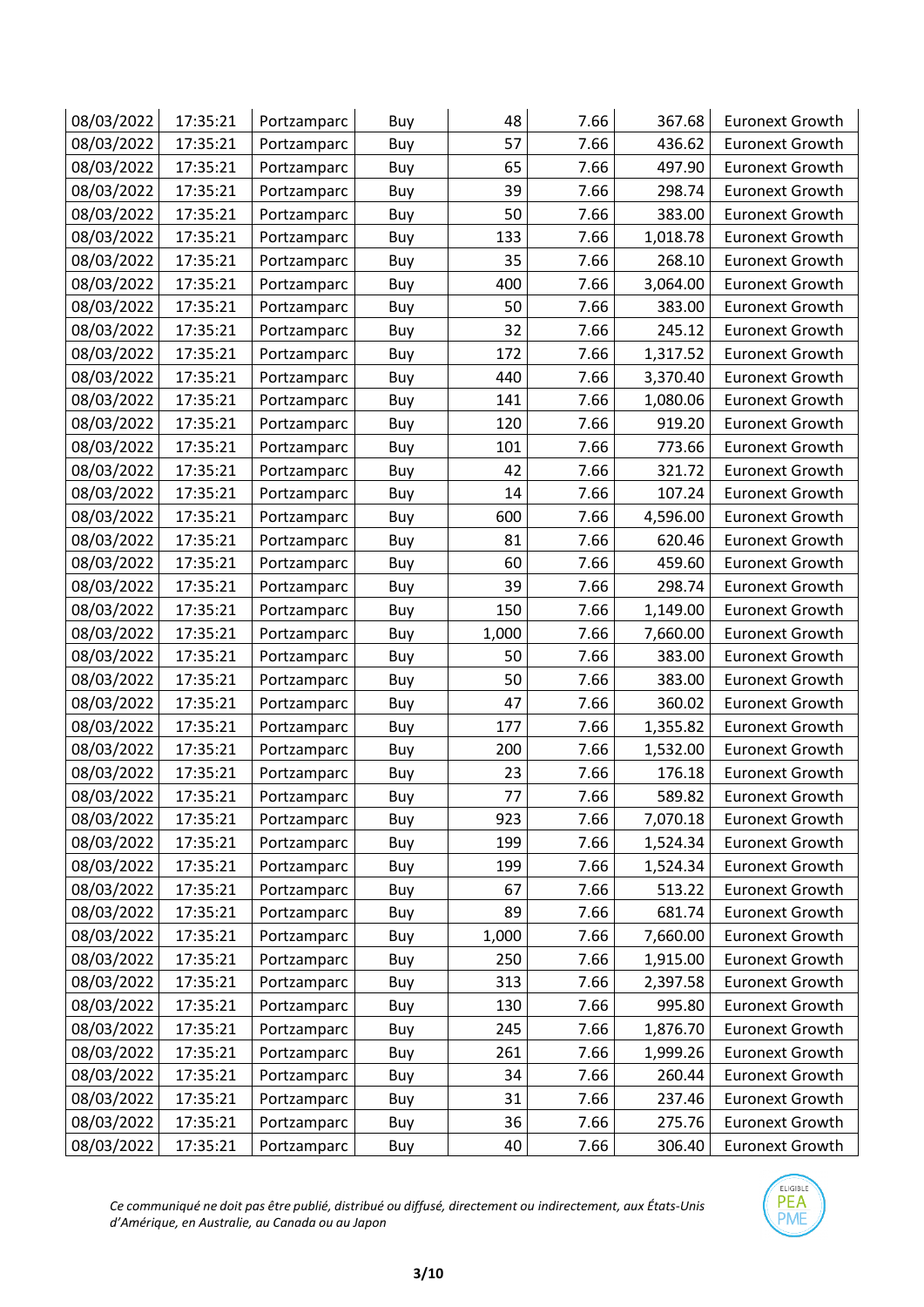| 08/03/2022 | 17:35:21 | Portzamparc | Buy | 48 | 7.66 | 367.68 | Euronext Growth |
|---|---|---|---|---|---|---|---|
| 08/03/2022 | 17:35:21 | Portzamparc | Buy | 57 | 7.66 | 436.62 | Euronext Growth |
| 08/03/2022 | 17:35:21 | Portzamparc | Buy | 65 | 7.66 | 497.90 | Euronext Growth |
| 08/03/2022 | 17:35:21 | Portzamparc | Buy | 39 | 7.66 | 298.74 | Euronext Growth |
| 08/03/2022 | 17:35:21 | Portzamparc | Buy | 50 | 7.66 | 383.00 | Euronext Growth |
| 08/03/2022 | 17:35:21 | Portzamparc | Buy | 133 | 7.66 | 1,018.78 | Euronext Growth |
| 08/03/2022 | 17:35:21 | Portzamparc | Buy | 35 | 7.66 | 268.10 | Euronext Growth |
| 08/03/2022 | 17:35:21 | Portzamparc | Buy | 400 | 7.66 | 3,064.00 | Euronext Growth |
| 08/03/2022 | 17:35:21 | Portzamparc | Buy | 50 | 7.66 | 383.00 | Euronext Growth |
| 08/03/2022 | 17:35:21 | Portzamparc | Buy | 32 | 7.66 | 245.12 | Euronext Growth |
| 08/03/2022 | 17:35:21 | Portzamparc | Buy | 172 | 7.66 | 1,317.52 | Euronext Growth |
| 08/03/2022 | 17:35:21 | Portzamparc | Buy | 440 | 7.66 | 3,370.40 | Euronext Growth |
| 08/03/2022 | 17:35:21 | Portzamparc | Buy | 141 | 7.66 | 1,080.06 | Euronext Growth |
| 08/03/2022 | 17:35:21 | Portzamparc | Buy | 120 | 7.66 | 919.20 | Euronext Growth |
| 08/03/2022 | 17:35:21 | Portzamparc | Buy | 101 | 7.66 | 773.66 | Euronext Growth |
| 08/03/2022 | 17:35:21 | Portzamparc | Buy | 42 | 7.66 | 321.72 | Euronext Growth |
| 08/03/2022 | 17:35:21 | Portzamparc | Buy | 14 | 7.66 | 107.24 | Euronext Growth |
| 08/03/2022 | 17:35:21 | Portzamparc | Buy | 600 | 7.66 | 4,596.00 | Euronext Growth |
| 08/03/2022 | 17:35:21 | Portzamparc | Buy | 81 | 7.66 | 620.46 | Euronext Growth |
| 08/03/2022 | 17:35:21 | Portzamparc | Buy | 60 | 7.66 | 459.60 | Euronext Growth |
| 08/03/2022 | 17:35:21 | Portzamparc | Buy | 39 | 7.66 | 298.74 | Euronext Growth |
| 08/03/2022 | 17:35:21 | Portzamparc | Buy | 150 | 7.66 | 1,149.00 | Euronext Growth |
| 08/03/2022 | 17:35:21 | Portzamparc | Buy | 1,000 | 7.66 | 7,660.00 | Euronext Growth |
| 08/03/2022 | 17:35:21 | Portzamparc | Buy | 50 | 7.66 | 383.00 | Euronext Growth |
| 08/03/2022 | 17:35:21 | Portzamparc | Buy | 50 | 7.66 | 383.00 | Euronext Growth |
| 08/03/2022 | 17:35:21 | Portzamparc | Buy | 47 | 7.66 | 360.02 | Euronext Growth |
| 08/03/2022 | 17:35:21 | Portzamparc | Buy | 177 | 7.66 | 1,355.82 | Euronext Growth |
| 08/03/2022 | 17:35:21 | Portzamparc | Buy | 200 | 7.66 | 1,532.00 | Euronext Growth |
| 08/03/2022 | 17:35:21 | Portzamparc | Buy | 23 | 7.66 | 176.18 | Euronext Growth |
| 08/03/2022 | 17:35:21 | Portzamparc | Buy | 77 | 7.66 | 589.82 | Euronext Growth |
| 08/03/2022 | 17:35:21 | Portzamparc | Buy | 923 | 7.66 | 7,070.18 | Euronext Growth |
| 08/03/2022 | 17:35:21 | Portzamparc | Buy | 199 | 7.66 | 1,524.34 | Euronext Growth |
| 08/03/2022 | 17:35:21 | Portzamparc | Buy | 199 | 7.66 | 1,524.34 | Euronext Growth |
| 08/03/2022 | 17:35:21 | Portzamparc | Buy | 67 | 7.66 | 513.22 | Euronext Growth |
| 08/03/2022 | 17:35:21 | Portzamparc | Buy | 89 | 7.66 | 681.74 | Euronext Growth |
| 08/03/2022 | 17:35:21 | Portzamparc | Buy | 1,000 | 7.66 | 7,660.00 | Euronext Growth |
| 08/03/2022 | 17:35:21 | Portzamparc | Buy | 250 | 7.66 | 1,915.00 | Euronext Growth |
| 08/03/2022 | 17:35:21 | Portzamparc | Buy | 313 | 7.66 | 2,397.58 | Euronext Growth |
| 08/03/2022 | 17:35:21 | Portzamparc | Buy | 130 | 7.66 | 995.80 | Euronext Growth |
| 08/03/2022 | 17:35:21 | Portzamparc | Buy | 245 | 7.66 | 1,876.70 | Euronext Growth |
| 08/03/2022 | 17:35:21 | Portzamparc | Buy | 261 | 7.66 | 1,999.26 | Euronext Growth |
| 08/03/2022 | 17:35:21 | Portzamparc | Buy | 34 | 7.66 | 260.44 | Euronext Growth |
| 08/03/2022 | 17:35:21 | Portzamparc | Buy | 31 | 7.66 | 237.46 | Euronext Growth |
| 08/03/2022 | 17:35:21 | Portzamparc | Buy | 36 | 7.66 | 275.76 | Euronext Growth |
| 08/03/2022 | 17:35:21 | Portzamparc | Buy | 40 | 7.66 | 306.40 | Euronext Growth |

*Ce communiqué ne doit pas être publié, distribué ou diffusé, directement ou indirectement, aux États-Unis d'Amérique, en Australie, au Canada ou au Japon*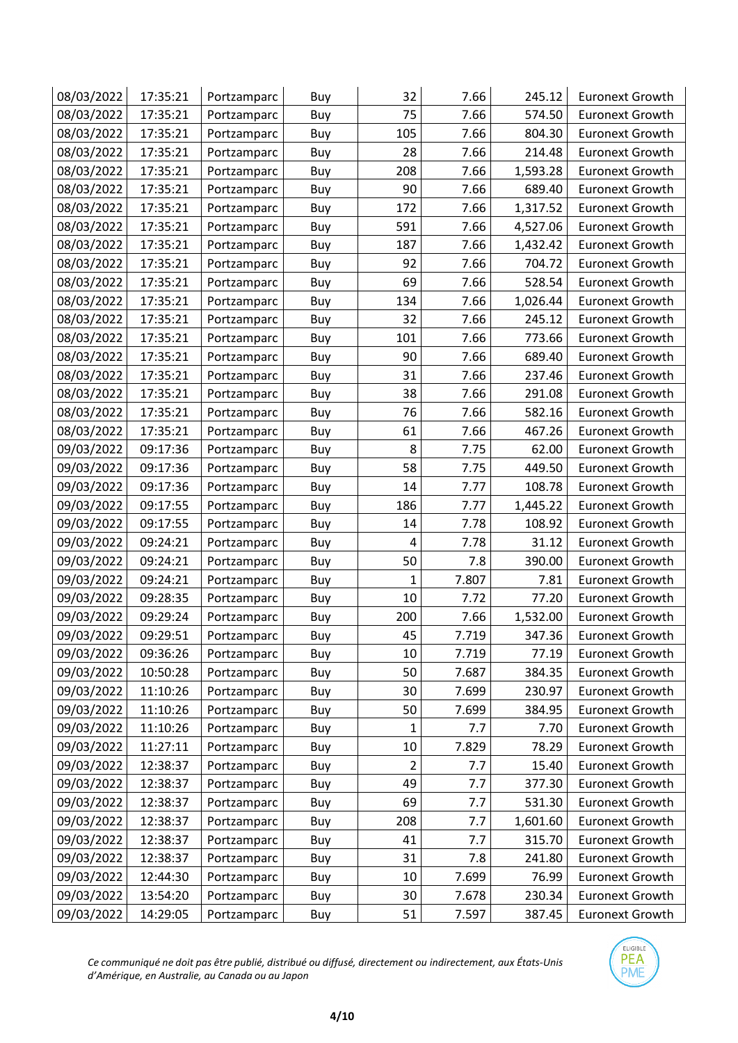| | | | | | | | |
|---|---|---|---|---|---|---|---|
| 08/03/2022 | 17:35:21 | Portzamparc | Buy | 32 | 7.66 | 245.12 | Euronext Growth |
| 08/03/2022 | 17:35:21 | Portzamparc | Buy | 75 | 7.66 | 574.50 | Euronext Growth |
| 08/03/2022 | 17:35:21 | Portzamparc | Buy | 105 | 7.66 | 804.30 | Euronext Growth |
| 08/03/2022 | 17:35:21 | Portzamparc | Buy | 28 | 7.66 | 214.48 | Euronext Growth |
| 08/03/2022 | 17:35:21 | Portzamparc | Buy | 208 | 7.66 | 1,593.28 | Euronext Growth |
| 08/03/2022 | 17:35:21 | Portzamparc | Buy | 90 | 7.66 | 689.40 | Euronext Growth |
| 08/03/2022 | 17:35:21 | Portzamparc | Buy | 172 | 7.66 | 1,317.52 | Euronext Growth |
| 08/03/2022 | 17:35:21 | Portzamparc | Buy | 591 | 7.66 | 4,527.06 | Euronext Growth |
| 08/03/2022 | 17:35:21 | Portzamparc | Buy | 187 | 7.66 | 1,432.42 | Euronext Growth |
| 08/03/2022 | 17:35:21 | Portzamparc | Buy | 92 | 7.66 | 704.72 | Euronext Growth |
| 08/03/2022 | 17:35:21 | Portzamparc | Buy | 69 | 7.66 | 528.54 | Euronext Growth |
| 08/03/2022 | 17:35:21 | Portzamparc | Buy | 134 | 7.66 | 1,026.44 | Euronext Growth |
| 08/03/2022 | 17:35:21 | Portzamparc | Buy | 32 | 7.66 | 245.12 | Euronext Growth |
| 08/03/2022 | 17:35:21 | Portzamparc | Buy | 101 | 7.66 | 773.66 | Euronext Growth |
| 08/03/2022 | 17:35:21 | Portzamparc | Buy | 90 | 7.66 | 689.40 | Euronext Growth |
| 08/03/2022 | 17:35:21 | Portzamparc | Buy | 31 | 7.66 | 237.46 | Euronext Growth |
| 08/03/2022 | 17:35:21 | Portzamparc | Buy | 38 | 7.66 | 291.08 | Euronext Growth |
| 08/03/2022 | 17:35:21 | Portzamparc | Buy | 76 | 7.66 | 582.16 | Euronext Growth |
| 08/03/2022 | 17:35:21 | Portzamparc | Buy | 61 | 7.66 | 467.26 | Euronext Growth |
| 09/03/2022 | 09:17:36 | Portzamparc | Buy | 8 | 7.75 | 62.00 | Euronext Growth |
| 09/03/2022 | 09:17:36 | Portzamparc | Buy | 58 | 7.75 | 449.50 | Euronext Growth |
| 09/03/2022 | 09:17:36 | Portzamparc | Buy | 14 | 7.77 | 108.78 | Euronext Growth |
| 09/03/2022 | 09:17:55 | Portzamparc | Buy | 186 | 7.77 | 1,445.22 | Euronext Growth |
| 09/03/2022 | 09:17:55 | Portzamparc | Buy | 14 | 7.78 | 108.92 | Euronext Growth |
| 09/03/2022 | 09:24:21 | Portzamparc | Buy | 4 | 7.78 | 31.12 | Euronext Growth |
| 09/03/2022 | 09:24:21 | Portzamparc | Buy | 50 | 7.8 | 390.00 | Euronext Growth |
| 09/03/2022 | 09:24:21 | Portzamparc | Buy | 1 | 7.807 | 7.81 | Euronext Growth |
| 09/03/2022 | 09:28:35 | Portzamparc | Buy | 10 | 7.72 | 77.20 | Euronext Growth |
| 09/03/2022 | 09:29:24 | Portzamparc | Buy | 200 | 7.66 | 1,532.00 | Euronext Growth |
| 09/03/2022 | 09:29:51 | Portzamparc | Buy | 45 | 7.719 | 347.36 | Euronext Growth |
| 09/03/2022 | 09:36:26 | Portzamparc | Buy | 10 | 7.719 | 77.19 | Euronext Growth |
| 09/03/2022 | 10:50:28 | Portzamparc | Buy | 50 | 7.687 | 384.35 | Euronext Growth |
| 09/03/2022 | 11:10:26 | Portzamparc | Buy | 30 | 7.699 | 230.97 | Euronext Growth |
| 09/03/2022 | 11:10:26 | Portzamparc | Buy | 50 | 7.699 | 384.95 | Euronext Growth |
| 09/03/2022 | 11:10:26 | Portzamparc | Buy | 1 | 7.7 | 7.70 | Euronext Growth |
| 09/03/2022 | 11:27:11 | Portzamparc | Buy | 10 | 7.829 | 78.29 | Euronext Growth |
| 09/03/2022 | 12:38:37 | Portzamparc | Buy | 2 | 7.7 | 15.40 | Euronext Growth |
| 09/03/2022 | 12:38:37 | Portzamparc | Buy | 49 | 7.7 | 377.30 | Euronext Growth |
| 09/03/2022 | 12:38:37 | Portzamparc | Buy | 69 | 7.7 | 531.30 | Euronext Growth |
| 09/03/2022 | 12:38:37 | Portzamparc | Buy | 208 | 7.7 | 1,601.60 | Euronext Growth |
| 09/03/2022 | 12:38:37 | Portzamparc | Buy | 41 | 7.7 | 315.70 | Euronext Growth |
| 09/03/2022 | 12:38:37 | Portzamparc | Buy | 31 | 7.8 | 241.80 | Euronext Growth |
| 09/03/2022 | 12:44:30 | Portzamparc | Buy | 10 | 7.699 | 76.99 | Euronext Growth |
| 09/03/2022 | 13:54:20 | Portzamparc | Buy | 30 | 7.678 | 230.34 | Euronext Growth |
| 09/03/2022 | 14:29:05 | Portzamparc | Buy | 51 | 7.597 | 387.45 | Euronext Growth |

*Ce communiqué ne doit pas être publié, distribué ou diffusé, directement ou indirectement, aux États-Unis d'Amérique, en Australie, au Canada ou au Japon*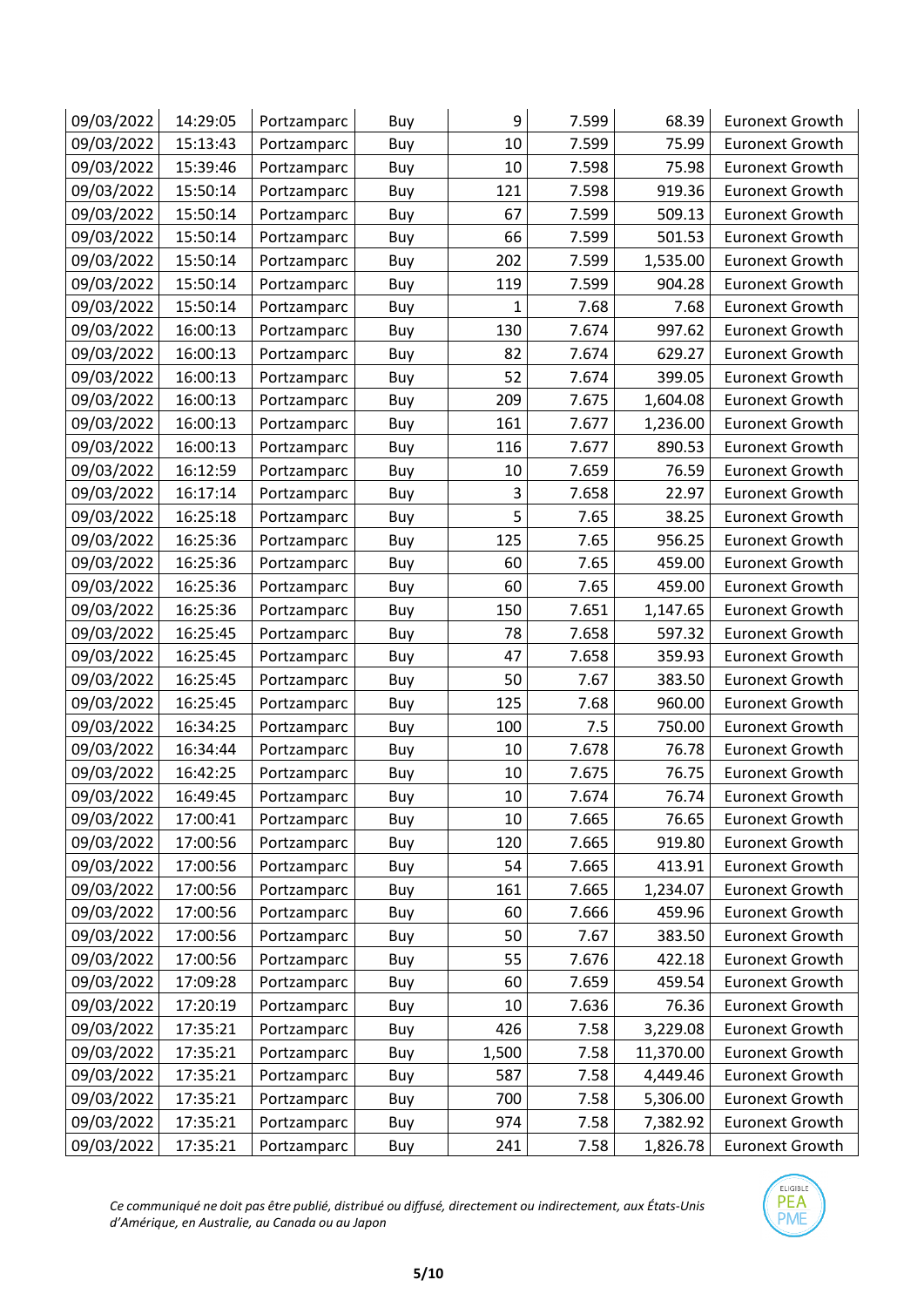| 09/03/2022 | 14:29:05 | Portzamparc | Buy | 9 | 7.599 | 68.39 | Euronext Growth |
|---|---|---|---|---|---|---|---|
| 09/03/2022 | 15:13:43 | Portzamparc | Buy | 10 | 7.599 | 75.99 | Euronext Growth |
| 09/03/2022 | 15:39:46 | Portzamparc | Buy | 10 | 7.598 | 75.98 | Euronext Growth |
| 09/03/2022 | 15:50:14 | Portzamparc | Buy | 121 | 7.598 | 919.36 | Euronext Growth |
| 09/03/2022 | 15:50:14 | Portzamparc | Buy | 67 | 7.599 | 509.13 | Euronext Growth |
| 09/03/2022 | 15:50:14 | Portzamparc | Buy | 66 | 7.599 | 501.53 | Euronext Growth |
| 09/03/2022 | 15:50:14 | Portzamparc | Buy | 202 | 7.599 | 1,535.00 | Euronext Growth |
| 09/03/2022 | 15:50:14 | Portzamparc | Buy | 119 | 7.599 | 904.28 | Euronext Growth |
| 09/03/2022 | 15:50:14 | Portzamparc | Buy | 1 | 7.68 | 7.68 | Euronext Growth |
| 09/03/2022 | 16:00:13 | Portzamparc | Buy | 130 | 7.674 | 997.62 | Euronext Growth |
| 09/03/2022 | 16:00:13 | Portzamparc | Buy | 82 | 7.674 | 629.27 | Euronext Growth |
| 09/03/2022 | 16:00:13 | Portzamparc | Buy | 52 | 7.674 | 399.05 | Euronext Growth |
| 09/03/2022 | 16:00:13 | Portzamparc | Buy | 209 | 7.675 | 1,604.08 | Euronext Growth |
| 09/03/2022 | 16:00:13 | Portzamparc | Buy | 161 | 7.677 | 1,236.00 | Euronext Growth |
| 09/03/2022 | 16:00:13 | Portzamparc | Buy | 116 | 7.677 | 890.53 | Euronext Growth |
| 09/03/2022 | 16:12:59 | Portzamparc | Buy | 10 | 7.659 | 76.59 | Euronext Growth |
| 09/03/2022 | 16:17:14 | Portzamparc | Buy | 3 | 7.658 | 22.97 | Euronext Growth |
| 09/03/2022 | 16:25:18 | Portzamparc | Buy | 5 | 7.65 | 38.25 | Euronext Growth |
| 09/03/2022 | 16:25:36 | Portzamparc | Buy | 125 | 7.65 | 956.25 | Euronext Growth |
| 09/03/2022 | 16:25:36 | Portzamparc | Buy | 60 | 7.65 | 459.00 | Euronext Growth |
| 09/03/2022 | 16:25:36 | Portzamparc | Buy | 60 | 7.65 | 459.00 | Euronext Growth |
| 09/03/2022 | 16:25:36 | Portzamparc | Buy | 150 | 7.651 | 1,147.65 | Euronext Growth |
| 09/03/2022 | 16:25:45 | Portzamparc | Buy | 78 | 7.658 | 597.32 | Euronext Growth |
| 09/03/2022 | 16:25:45 | Portzamparc | Buy | 47 | 7.658 | 359.93 | Euronext Growth |
| 09/03/2022 | 16:25:45 | Portzamparc | Buy | 50 | 7.67 | 383.50 | Euronext Growth |
| 09/03/2022 | 16:25:45 | Portzamparc | Buy | 125 | 7.68 | 960.00 | Euronext Growth |
| 09/03/2022 | 16:34:25 | Portzamparc | Buy | 100 | 7.5 | 750.00 | Euronext Growth |
| 09/03/2022 | 16:34:44 | Portzamparc | Buy | 10 | 7.678 | 76.78 | Euronext Growth |
| 09/03/2022 | 16:42:25 | Portzamparc | Buy | 10 | 7.675 | 76.75 | Euronext Growth |
| 09/03/2022 | 16:49:45 | Portzamparc | Buy | 10 | 7.674 | 76.74 | Euronext Growth |
| 09/03/2022 | 17:00:41 | Portzamparc | Buy | 10 | 7.665 | 76.65 | Euronext Growth |
| 09/03/2022 | 17:00:56 | Portzamparc | Buy | 120 | 7.665 | 919.80 | Euronext Growth |
| 09/03/2022 | 17:00:56 | Portzamparc | Buy | 54 | 7.665 | 413.91 | Euronext Growth |
| 09/03/2022 | 17:00:56 | Portzamparc | Buy | 161 | 7.665 | 1,234.07 | Euronext Growth |
| 09/03/2022 | 17:00:56 | Portzamparc | Buy | 60 | 7.666 | 459.96 | Euronext Growth |
| 09/03/2022 | 17:00:56 | Portzamparc | Buy | 50 | 7.67 | 383.50 | Euronext Growth |
| 09/03/2022 | 17:00:56 | Portzamparc | Buy | 55 | 7.676 | 422.18 | Euronext Growth |
| 09/03/2022 | 17:09:28 | Portzamparc | Buy | 60 | 7.659 | 459.54 | Euronext Growth |
| 09/03/2022 | 17:20:19 | Portzamparc | Buy | 10 | 7.636 | 76.36 | Euronext Growth |
| 09/03/2022 | 17:35:21 | Portzamparc | Buy | 426 | 7.58 | 3,229.08 | Euronext Growth |
| 09/03/2022 | 17:35:21 | Portzamparc | Buy | 1,500 | 7.58 | 11,370.00 | Euronext Growth |
| 09/03/2022 | 17:35:21 | Portzamparc | Buy | 587 | 7.58 | 4,449.46 | Euronext Growth |
| 09/03/2022 | 17:35:21 | Portzamparc | Buy | 700 | 7.58 | 5,306.00 | Euronext Growth |
| 09/03/2022 | 17:35:21 | Portzamparc | Buy | 974 | 7.58 | 7,382.92 | Euronext Growth |
| 09/03/2022 | 17:35:21 | Portzamparc | Buy | 241 | 7.58 | 1,826.78 | Euronext Growth |

*Ce communiqué ne doit pas être publié, distribué ou diffusé, directement ou indirectement, aux États-Unis d'Amérique, en Australie, au Canada ou au Japon*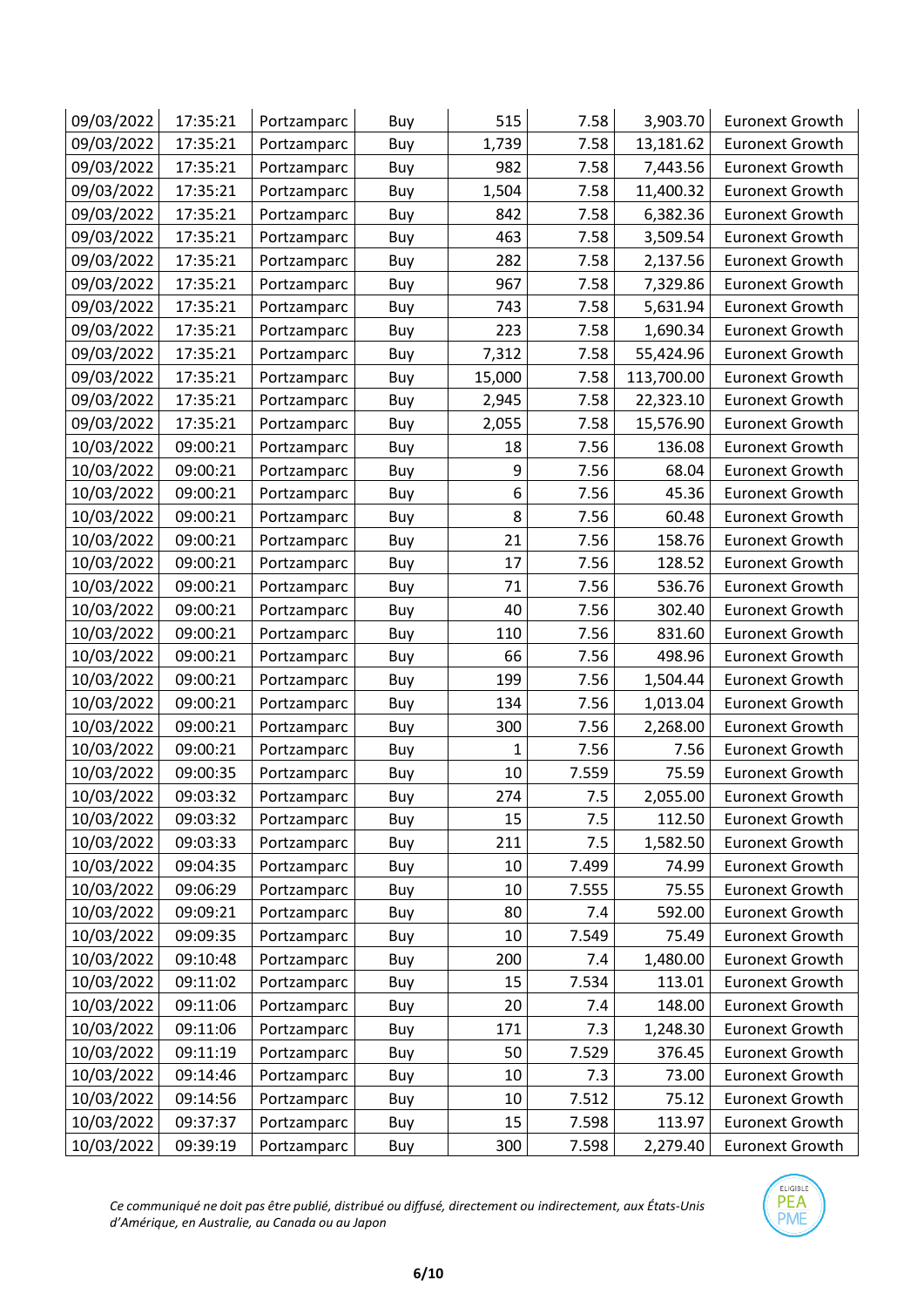| | | | | | | | |
|---|---|---|---|---|---|---|---|
| 09/03/2022 | 17:35:21 | Portzamparc | Buy | 515 | 7.58 | 3,903.70 | Euronext Growth |
| 09/03/2022 | 17:35:21 | Portzamparc | Buy | 1,739 | 7.58 | 13,181.62 | Euronext Growth |
| 09/03/2022 | 17:35:21 | Portzamparc | Buy | 982 | 7.58 | 7,443.56 | Euronext Growth |
| 09/03/2022 | 17:35:21 | Portzamparc | Buy | 1,504 | 7.58 | 11,400.32 | Euronext Growth |
| 09/03/2022 | 17:35:21 | Portzamparc | Buy | 842 | 7.58 | 6,382.36 | Euronext Growth |
| 09/03/2022 | 17:35:21 | Portzamparc | Buy | 463 | 7.58 | 3,509.54 | Euronext Growth |
| 09/03/2022 | 17:35:21 | Portzamparc | Buy | 282 | 7.58 | 2,137.56 | Euronext Growth |
| 09/03/2022 | 17:35:21 | Portzamparc | Buy | 967 | 7.58 | 7,329.86 | Euronext Growth |
| 09/03/2022 | 17:35:21 | Portzamparc | Buy | 743 | 7.58 | 5,631.94 | Euronext Growth |
| 09/03/2022 | 17:35:21 | Portzamparc | Buy | 223 | 7.58 | 1,690.34 | Euronext Growth |
| 09/03/2022 | 17:35:21 | Portzamparc | Buy | 7,312 | 7.58 | 55,424.96 | Euronext Growth |
| 09/03/2022 | 17:35:21 | Portzamparc | Buy | 15,000 | 7.58 | 113,700.00 | Euronext Growth |
| 09/03/2022 | 17:35:21 | Portzamparc | Buy | 2,945 | 7.58 | 22,323.10 | Euronext Growth |
| 09/03/2022 | 17:35:21 | Portzamparc | Buy | 2,055 | 7.58 | 15,576.90 | Euronext Growth |
| 10/03/2022 | 09:00:21 | Portzamparc | Buy | 18 | 7.56 | 136.08 | Euronext Growth |
| 10/03/2022 | 09:00:21 | Portzamparc | Buy | 9 | 7.56 | 68.04 | Euronext Growth |
| 10/03/2022 | 09:00:21 | Portzamparc | Buy | 6 | 7.56 | 45.36 | Euronext Growth |
| 10/03/2022 | 09:00:21 | Portzamparc | Buy | 8 | 7.56 | 60.48 | Euronext Growth |
| 10/03/2022 | 09:00:21 | Portzamparc | Buy | 21 | 7.56 | 158.76 | Euronext Growth |
| 10/03/2022 | 09:00:21 | Portzamparc | Buy | 17 | 7.56 | 128.52 | Euronext Growth |
| 10/03/2022 | 09:00:21 | Portzamparc | Buy | 71 | 7.56 | 536.76 | Euronext Growth |
| 10/03/2022 | 09:00:21 | Portzamparc | Buy | 40 | 7.56 | 302.40 | Euronext Growth |
| 10/03/2022 | 09:00:21 | Portzamparc | Buy | 110 | 7.56 | 831.60 | Euronext Growth |
| 10/03/2022 | 09:00:21 | Portzamparc | Buy | 66 | 7.56 | 498.96 | Euronext Growth |
| 10/03/2022 | 09:00:21 | Portzamparc | Buy | 199 | 7.56 | 1,504.44 | Euronext Growth |
| 10/03/2022 | 09:00:21 | Portzamparc | Buy | 134 | 7.56 | 1,013.04 | Euronext Growth |
| 10/03/2022 | 09:00:21 | Portzamparc | Buy | 300 | 7.56 | 2,268.00 | Euronext Growth |
| 10/03/2022 | 09:00:21 | Portzamparc | Buy | 1 | 7.56 | 7.56 | Euronext Growth |
| 10/03/2022 | 09:00:35 | Portzamparc | Buy | 10 | 7.559 | 75.59 | Euronext Growth |
| 10/03/2022 | 09:03:32 | Portzamparc | Buy | 274 | 7.5 | 2,055.00 | Euronext Growth |
| 10/03/2022 | 09:03:32 | Portzamparc | Buy | 15 | 7.5 | 112.50 | Euronext Growth |
| 10/03/2022 | 09:03:33 | Portzamparc | Buy | 211 | 7.5 | 1,582.50 | Euronext Growth |
| 10/03/2022 | 09:04:35 | Portzamparc | Buy | 10 | 7.499 | 74.99 | Euronext Growth |
| 10/03/2022 | 09:06:29 | Portzamparc | Buy | 10 | 7.555 | 75.55 | Euronext Growth |
| 10/03/2022 | 09:09:21 | Portzamparc | Buy | 80 | 7.4 | 592.00 | Euronext Growth |
| 10/03/2022 | 09:09:35 | Portzamparc | Buy | 10 | 7.549 | 75.49 | Euronext Growth |
| 10/03/2022 | 09:10:48 | Portzamparc | Buy | 200 | 7.4 | 1,480.00 | Euronext Growth |
| 10/03/2022 | 09:11:02 | Portzamparc | Buy | 15 | 7.534 | 113.01 | Euronext Growth |
| 10/03/2022 | 09:11:06 | Portzamparc | Buy | 20 | 7.4 | 148.00 | Euronext Growth |
| 10/03/2022 | 09:11:06 | Portzamparc | Buy | 171 | 7.3 | 1,248.30 | Euronext Growth |
| 10/03/2022 | 09:11:19 | Portzamparc | Buy | 50 | 7.529 | 376.45 | Euronext Growth |
| 10/03/2022 | 09:14:46 | Portzamparc | Buy | 10 | 7.3 | 73.00 | Euronext Growth |
| 10/03/2022 | 09:14:56 | Portzamparc | Buy | 10 | 7.512 | 75.12 | Euronext Growth |
| 10/03/2022 | 09:37:37 | Portzamparc | Buy | 15 | 7.598 | 113.97 | Euronext Growth |
| 10/03/2022 | 09:39:19 | Portzamparc | Buy | 300 | 7.598 | 2,279.40 | Euronext Growth |

*Ce communiqué ne doit pas être publié, distribué ou diffusé, directement ou indirectement, aux États-Unis d'Amérique, en Australie, au Canada ou au Japon*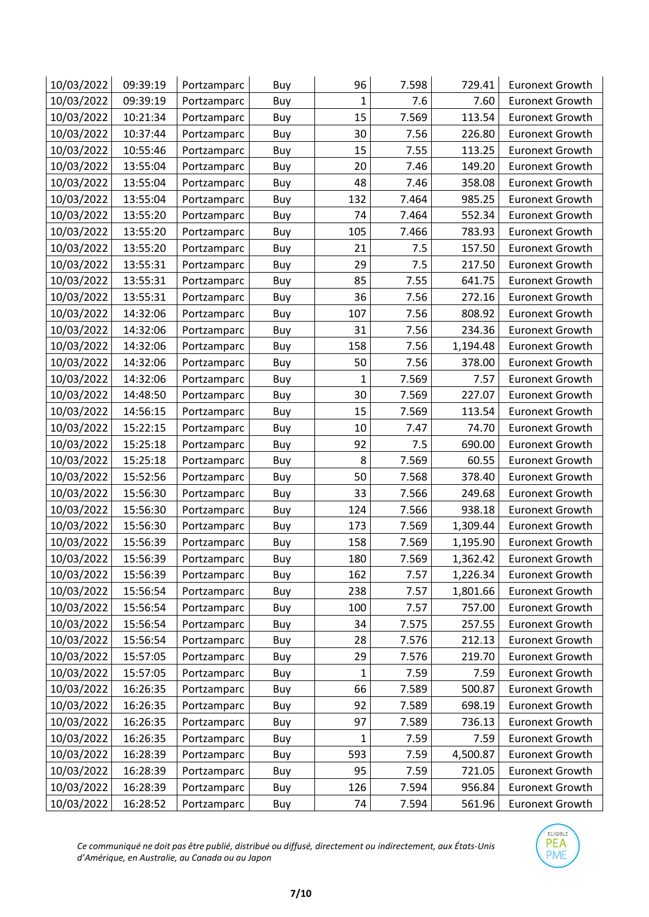| 10/03/2022 | 09:39:19 | Portzamparc | Buy | 96 | 7.598 | 729.41 | Euronext Growth |
|---|---|---|---|---|---|---|---|
| 10/03/2022 | 09:39:19 | Portzamparc | Buy | 1 | 7.6 | 7.60 | Euronext Growth |
| 10/03/2022 | 10:21:34 | Portzamparc | Buy | 15 | 7.569 | 113.54 | Euronext Growth |
| 10/03/2022 | 10:37:44 | Portzamparc | Buy | 30 | 7.56 | 226.80 | Euronext Growth |
| 10/03/2022 | 10:55:46 | Portzamparc | Buy | 15 | 7.55 | 113.25 | Euronext Growth |
| 10/03/2022 | 13:55:04 | Portzamparc | Buy | 20 | 7.46 | 149.20 | Euronext Growth |
| 10/03/2022 | 13:55:04 | Portzamparc | Buy | 48 | 7.46 | 358.08 | Euronext Growth |
| 10/03/2022 | 13:55:04 | Portzamparc | Buy | 132 | 7.464 | 985.25 | Euronext Growth |
| 10/03/2022 | 13:55:20 | Portzamparc | Buy | 74 | 7.464 | 552.34 | Euronext Growth |
| 10/03/2022 | 13:55:20 | Portzamparc | Buy | 105 | 7.466 | 783.93 | Euronext Growth |
| 10/03/2022 | 13:55:20 | Portzamparc | Buy | 21 | 7.5 | 157.50 | Euronext Growth |
| 10/03/2022 | 13:55:31 | Portzamparc | Buy | 29 | 7.5 | 217.50 | Euronext Growth |
| 10/03/2022 | 13:55:31 | Portzamparc | Buy | 85 | 7.55 | 641.75 | Euronext Growth |
| 10/03/2022 | 13:55:31 | Portzamparc | Buy | 36 | 7.56 | 272.16 | Euronext Growth |
| 10/03/2022 | 14:32:06 | Portzamparc | Buy | 107 | 7.56 | 808.92 | Euronext Growth |
| 10/03/2022 | 14:32:06 | Portzamparc | Buy | 31 | 7.56 | 234.36 | Euronext Growth |
| 10/03/2022 | 14:32:06 | Portzamparc | Buy | 158 | 7.56 | 1,194.48 | Euronext Growth |
| 10/03/2022 | 14:32:06 | Portzamparc | Buy | 50 | 7.56 | 378.00 | Euronext Growth |
| 10/03/2022 | 14:32:06 | Portzamparc | Buy | 1 | 7.569 | 7.57 | Euronext Growth |
| 10/03/2022 | 14:48:50 | Portzamparc | Buy | 30 | 7.569 | 227.07 | Euronext Growth |
| 10/03/2022 | 14:56:15 | Portzamparc | Buy | 15 | 7.569 | 113.54 | Euronext Growth |
| 10/03/2022 | 15:22:15 | Portzamparc | Buy | 10 | 7.47 | 74.70 | Euronext Growth |
| 10/03/2022 | 15:25:18 | Portzamparc | Buy | 92 | 7.5 | 690.00 | Euronext Growth |
| 10/03/2022 | 15:25:18 | Portzamparc | Buy | 8 | 7.569 | 60.55 | Euronext Growth |
| 10/03/2022 | 15:52:56 | Portzamparc | Buy | 50 | 7.568 | 378.40 | Euronext Growth |
| 10/03/2022 | 15:56:30 | Portzamparc | Buy | 33 | 7.566 | 249.68 | Euronext Growth |
| 10/03/2022 | 15:56:30 | Portzamparc | Buy | 124 | 7.566 | 938.18 | Euronext Growth |
| 10/03/2022 | 15:56:30 | Portzamparc | Buy | 173 | 7.569 | 1,309.44 | Euronext Growth |
| 10/03/2022 | 15:56:39 | Portzamparc | Buy | 158 | 7.569 | 1,195.90 | Euronext Growth |
| 10/03/2022 | 15:56:39 | Portzamparc | Buy | 180 | 7.569 | 1,362.42 | Euronext Growth |
| 10/03/2022 | 15:56:39 | Portzamparc | Buy | 162 | 7.57 | 1,226.34 | Euronext Growth |
| 10/03/2022 | 15:56:54 | Portzamparc | Buy | 238 | 7.57 | 1,801.66 | Euronext Growth |
| 10/03/2022 | 15:56:54 | Portzamparc | Buy | 100 | 7.57 | 757.00 | Euronext Growth |
| 10/03/2022 | 15:56:54 | Portzamparc | Buy | 34 | 7.575 | 257.55 | Euronext Growth |
| 10/03/2022 | 15:56:54 | Portzamparc | Buy | 28 | 7.576 | 212.13 | Euronext Growth |
| 10/03/2022 | 15:57:05 | Portzamparc | Buy | 29 | 7.576 | 219.70 | Euronext Growth |
| 10/03/2022 | 15:57:05 | Portzamparc | Buy | 1 | 7.59 | 7.59 | Euronext Growth |
| 10/03/2022 | 16:26:35 | Portzamparc | Buy | 66 | 7.589 | 500.87 | Euronext Growth |
| 10/03/2022 | 16:26:35 | Portzamparc | Buy | 92 | 7.589 | 698.19 | Euronext Growth |
| 10/03/2022 | 16:26:35 | Portzamparc | Buy | 97 | 7.589 | 736.13 | Euronext Growth |
| 10/03/2022 | 16:26:35 | Portzamparc | Buy | 1 | 7.59 | 7.59 | Euronext Growth |
| 10/03/2022 | 16:28:39 | Portzamparc | Buy | 593 | 7.59 | 4,500.87 | Euronext Growth |
| 10/03/2022 | 16:28:39 | Portzamparc | Buy | 95 | 7.59 | 721.05 | Euronext Growth |
| 10/03/2022 | 16:28:39 | Portzamparc | Buy | 126 | 7.594 | 956.84 | Euronext Growth |
| 10/03/2022 | 16:28:52 | Portzamparc | Buy | 74 | 7.594 | 561.96 | Euronext Growth |

*Ce communiqué ne doit pas être publié, distribué ou diffusé, directement ou indirectement, aux États-Unis d'Amérique, en Australie, au Canada ou au Japon*

ELIGIBLE PEA PME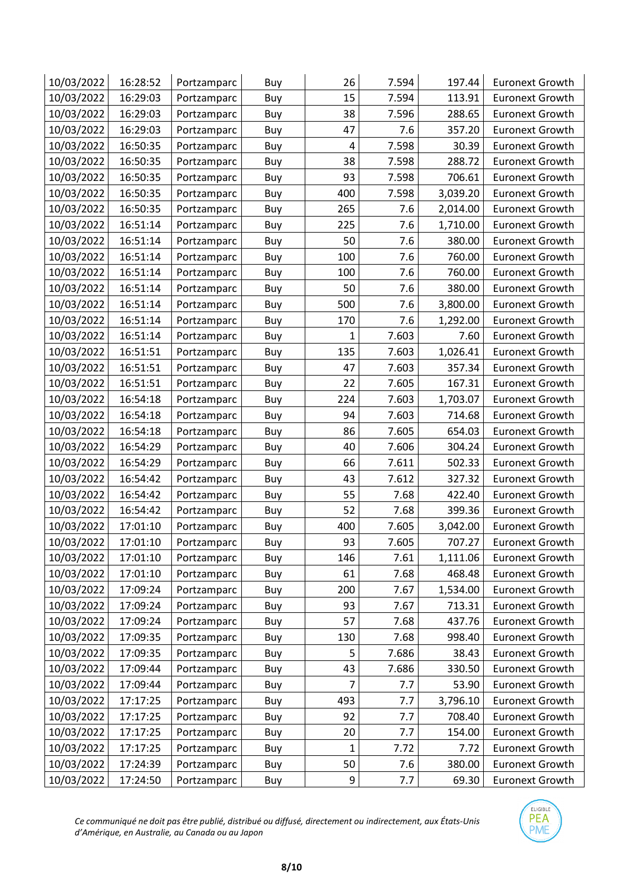| 10/03/2022 | 16:28:52 | Portzamparc | Buy | 26 | 7.594 | 197.44 | Euronext Growth |
|---|---|---|---|---|---|---|---|
| 10/03/2022 | 16:29:03 | Portzamparc | Buy | 15 | 7.594 | 113.91 | Euronext Growth |
| 10/03/2022 | 16:29:03 | Portzamparc | Buy | 38 | 7.596 | 288.65 | Euronext Growth |
| 10/03/2022 | 16:29:03 | Portzamparc | Buy | 47 | 7.6 | 357.20 | Euronext Growth |
| 10/03/2022 | 16:50:35 | Portzamparc | Buy | 4 | 7.598 | 30.39 | Euronext Growth |
| 10/03/2022 | 16:50:35 | Portzamparc | Buy | 38 | 7.598 | 288.72 | Euronext Growth |
| 10/03/2022 | 16:50:35 | Portzamparc | Buy | 93 | 7.598 | 706.61 | Euronext Growth |
| 10/03/2022 | 16:50:35 | Portzamparc | Buy | 400 | 7.598 | 3,039.20 | Euronext Growth |
| 10/03/2022 | 16:50:35 | Portzamparc | Buy | 265 | 7.6 | 2,014.00 | Euronext Growth |
| 10/03/2022 | 16:51:14 | Portzamparc | Buy | 225 | 7.6 | 1,710.00 | Euronext Growth |
| 10/03/2022 | 16:51:14 | Portzamparc | Buy | 50 | 7.6 | 380.00 | Euronext Growth |
| 10/03/2022 | 16:51:14 | Portzamparc | Buy | 100 | 7.6 | 760.00 | Euronext Growth |
| 10/03/2022 | 16:51:14 | Portzamparc | Buy | 100 | 7.6 | 760.00 | Euronext Growth |
| 10/03/2022 | 16:51:14 | Portzamparc | Buy | 50 | 7.6 | 380.00 | Euronext Growth |
| 10/03/2022 | 16:51:14 | Portzamparc | Buy | 500 | 7.6 | 3,800.00 | Euronext Growth |
| 10/03/2022 | 16:51:14 | Portzamparc | Buy | 170 | 7.6 | 1,292.00 | Euronext Growth |
| 10/03/2022 | 16:51:14 | Portzamparc | Buy | 1 | 7.603 | 7.60 | Euronext Growth |
| 10/03/2022 | 16:51:51 | Portzamparc | Buy | 135 | 7.603 | 1,026.41 | Euronext Growth |
| 10/03/2022 | 16:51:51 | Portzamparc | Buy | 47 | 7.603 | 357.34 | Euronext Growth |
| 10/03/2022 | 16:51:51 | Portzamparc | Buy | 22 | 7.605 | 167.31 | Euronext Growth |
| 10/03/2022 | 16:54:18 | Portzamparc | Buy | 224 | 7.603 | 1,703.07 | Euronext Growth |
| 10/03/2022 | 16:54:18 | Portzamparc | Buy | 94 | 7.603 | 714.68 | Euronext Growth |
| 10/03/2022 | 16:54:18 | Portzamparc | Buy | 86 | 7.605 | 654.03 | Euronext Growth |
| 10/03/2022 | 16:54:29 | Portzamparc | Buy | 40 | 7.606 | 304.24 | Euronext Growth |
| 10/03/2022 | 16:54:29 | Portzamparc | Buy | 66 | 7.611 | 502.33 | Euronext Growth |
| 10/03/2022 | 16:54:42 | Portzamparc | Buy | 43 | 7.612 | 327.32 | Euronext Growth |
| 10/03/2022 | 16:54:42 | Portzamparc | Buy | 55 | 7.68 | 422.40 | Euronext Growth |
| 10/03/2022 | 16:54:42 | Portzamparc | Buy | 52 | 7.68 | 399.36 | Euronext Growth |
| 10/03/2022 | 17:01:10 | Portzamparc | Buy | 400 | 7.605 | 3,042.00 | Euronext Growth |
| 10/03/2022 | 17:01:10 | Portzamparc | Buy | 93 | 7.605 | 707.27 | Euronext Growth |
| 10/03/2022 | 17:01:10 | Portzamparc | Buy | 146 | 7.61 | 1,111.06 | Euronext Growth |
| 10/03/2022 | 17:01:10 | Portzamparc | Buy | 61 | 7.68 | 468.48 | Euronext Growth |
| 10/03/2022 | 17:09:24 | Portzamparc | Buy | 200 | 7.67 | 1,534.00 | Euronext Growth |
| 10/03/2022 | 17:09:24 | Portzamparc | Buy | 93 | 7.67 | 713.31 | Euronext Growth |
| 10/03/2022 | 17:09:24 | Portzamparc | Buy | 57 | 7.68 | 437.76 | Euronext Growth |
| 10/03/2022 | 17:09:35 | Portzamparc | Buy | 130 | 7.68 | 998.40 | Euronext Growth |
| 10/03/2022 | 17:09:35 | Portzamparc | Buy | 5 | 7.686 | 38.43 | Euronext Growth |
| 10/03/2022 | 17:09:44 | Portzamparc | Buy | 43 | 7.686 | 330.50 | Euronext Growth |
| 10/03/2022 | 17:09:44 | Portzamparc | Buy | 7 | 7.7 | 53.90 | Euronext Growth |
| 10/03/2022 | 17:17:25 | Portzamparc | Buy | 493 | 7.7 | 3,796.10 | Euronext Growth |
| 10/03/2022 | 17:17:25 | Portzamparc | Buy | 92 | 7.7 | 708.40 | Euronext Growth |
| 10/03/2022 | 17:17:25 | Portzamparc | Buy | 20 | 7.7 | 154.00 | Euronext Growth |
| 10/03/2022 | 17:17:25 | Portzamparc | Buy | 1 | 7.72 | 7.72 | Euronext Growth |
| 10/03/2022 | 17:24:39 | Portzamparc | Buy | 50 | 7.6 | 380.00 | Euronext Growth |
| 10/03/2022 | 17:24:50 | Portzamparc | Buy | 9 | 7.7 | 69.30 | Euronext Growth |

*Ce communiqué ne doit pas être publié, distribué ou diffusé, directement ou indirectement, aux États-Unis d'Amérique, en Australie, au Canada ou au Japon*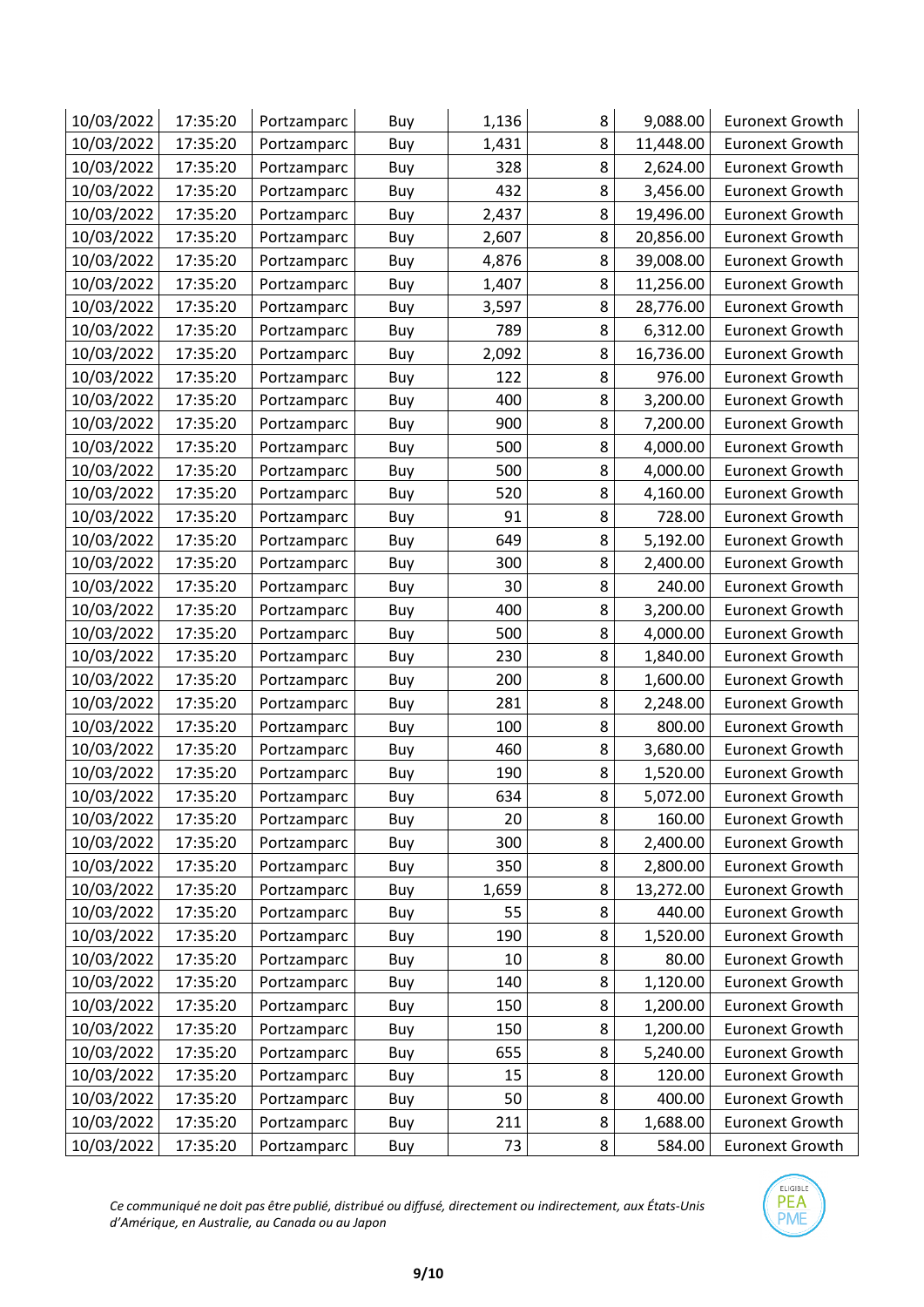| | | | | | | | |
|---|---|---|---|---|---|---|---|
| 10/03/2022 | 17:35:20 | Portzamparc | Buy | 1,136 | 8 | 9,088.00 | Euronext Growth |
| 10/03/2022 | 17:35:20 | Portzamparc | Buy | 1,431 | 8 | 11,448.00 | Euronext Growth |
| 10/03/2022 | 17:35:20 | Portzamparc | Buy | 328 | 8 | 2,624.00 | Euronext Growth |
| 10/03/2022 | 17:35:20 | Portzamparc | Buy | 432 | 8 | 3,456.00 | Euronext Growth |
| 10/03/2022 | 17:35:20 | Portzamparc | Buy | 2,437 | 8 | 19,496.00 | Euronext Growth |
| 10/03/2022 | 17:35:20 | Portzamparc | Buy | 2,607 | 8 | 20,856.00 | Euronext Growth |
| 10/03/2022 | 17:35:20 | Portzamparc | Buy | 4,876 | 8 | 39,008.00 | Euronext Growth |
| 10/03/2022 | 17:35:20 | Portzamparc | Buy | 1,407 | 8 | 11,256.00 | Euronext Growth |
| 10/03/2022 | 17:35:20 | Portzamparc | Buy | 3,597 | 8 | 28,776.00 | Euronext Growth |
| 10/03/2022 | 17:35:20 | Portzamparc | Buy | 789 | 8 | 6,312.00 | Euronext Growth |
| 10/03/2022 | 17:35:20 | Portzamparc | Buy | 2,092 | 8 | 16,736.00 | Euronext Growth |
| 10/03/2022 | 17:35:20 | Portzamparc | Buy | 122 | 8 | 976.00 | Euronext Growth |
| 10/03/2022 | 17:35:20 | Portzamparc | Buy | 400 | 8 | 3,200.00 | Euronext Growth |
| 10/03/2022 | 17:35:20 | Portzamparc | Buy | 900 | 8 | 7,200.00 | Euronext Growth |
| 10/03/2022 | 17:35:20 | Portzamparc | Buy | 500 | 8 | 4,000.00 | Euronext Growth |
| 10/03/2022 | 17:35:20 | Portzamparc | Buy | 500 | 8 | 4,000.00 | Euronext Growth |
| 10/03/2022 | 17:35:20 | Portzamparc | Buy | 520 | 8 | 4,160.00 | Euronext Growth |
| 10/03/2022 | 17:35:20 | Portzamparc | Buy | 91 | 8 | 728.00 | Euronext Growth |
| 10/03/2022 | 17:35:20 | Portzamparc | Buy | 649 | 8 | 5,192.00 | Euronext Growth |
| 10/03/2022 | 17:35:20 | Portzamparc | Buy | 300 | 8 | 2,400.00 | Euronext Growth |
| 10/03/2022 | 17:35:20 | Portzamparc | Buy | 30 | 8 | 240.00 | Euronext Growth |
| 10/03/2022 | 17:35:20 | Portzamparc | Buy | 400 | 8 | 3,200.00 | Euronext Growth |
| 10/03/2022 | 17:35:20 | Portzamparc | Buy | 500 | 8 | 4,000.00 | Euronext Growth |
| 10/03/2022 | 17:35:20 | Portzamparc | Buy | 230 | 8 | 1,840.00 | Euronext Growth |
| 10/03/2022 | 17:35:20 | Portzamparc | Buy | 200 | 8 | 1,600.00 | Euronext Growth |
| 10/03/2022 | 17:35:20 | Portzamparc | Buy | 281 | 8 | 2,248.00 | Euronext Growth |
| 10/03/2022 | 17:35:20 | Portzamparc | Buy | 100 | 8 | 800.00 | Euronext Growth |
| 10/03/2022 | 17:35:20 | Portzamparc | Buy | 460 | 8 | 3,680.00 | Euronext Growth |
| 10/03/2022 | 17:35:20 | Portzamparc | Buy | 190 | 8 | 1,520.00 | Euronext Growth |
| 10/03/2022 | 17:35:20 | Portzamparc | Buy | 634 | 8 | 5,072.00 | Euronext Growth |
| 10/03/2022 | 17:35:20 | Portzamparc | Buy | 20 | 8 | 160.00 | Euronext Growth |
| 10/03/2022 | 17:35:20 | Portzamparc | Buy | 300 | 8 | 2,400.00 | Euronext Growth |
| 10/03/2022 | 17:35:20 | Portzamparc | Buy | 350 | 8 | 2,800.00 | Euronext Growth |
| 10/03/2022 | 17:35:20 | Portzamparc | Buy | 1,659 | 8 | 13,272.00 | Euronext Growth |
| 10/03/2022 | 17:35:20 | Portzamparc | Buy | 55 | 8 | 440.00 | Euronext Growth |
| 10/03/2022 | 17:35:20 | Portzamparc | Buy | 190 | 8 | 1,520.00 | Euronext Growth |
| 10/03/2022 | 17:35:20 | Portzamparc | Buy | 10 | 8 | 80.00 | Euronext Growth |
| 10/03/2022 | 17:35:20 | Portzamparc | Buy | 140 | 8 | 1,120.00 | Euronext Growth |
| 10/03/2022 | 17:35:20 | Portzamparc | Buy | 150 | 8 | 1,200.00 | Euronext Growth |
| 10/03/2022 | 17:35:20 | Portzamparc | Buy | 150 | 8 | 1,200.00 | Euronext Growth |
| 10/03/2022 | 17:35:20 | Portzamparc | Buy | 655 | 8 | 5,240.00 | Euronext Growth |
| 10/03/2022 | 17:35:20 | Portzamparc | Buy | 15 | 8 | 120.00 | Euronext Growth |
| 10/03/2022 | 17:35:20 | Portzamparc | Buy | 50 | 8 | 400.00 | Euronext Growth |
| 10/03/2022 | 17:35:20 | Portzamparc | Buy | 211 | 8 | 1,688.00 | Euronext Growth |
| 10/03/2022 | 17:35:20 | Portzamparc | Buy | 73 | 8 | 584.00 | Euronext Growth |

*Ce communiqué ne doit pas être publié, distribué ou diffusé, directement ou indirectement, aux États-Unis d'Amérique, en Australie, au Canada ou au Japon*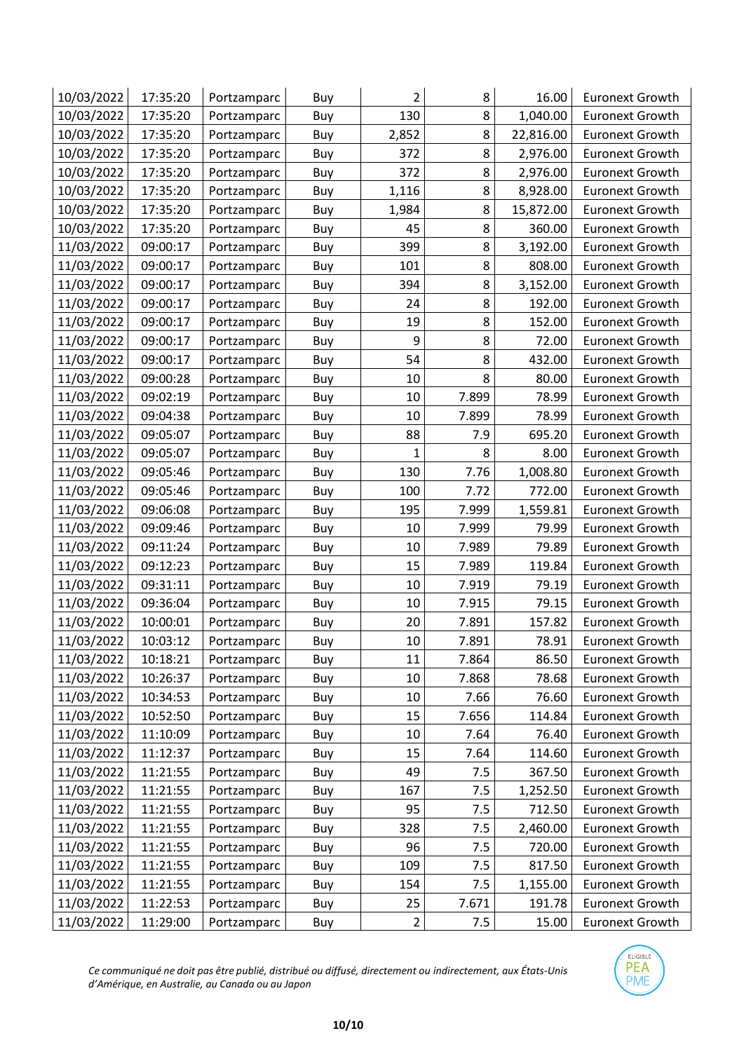| | | | | | | | |
|---|---|---|---|---|---|---|---|
| 10/03/2022 | 17:35:20 | Portzamparc | Buy | 2 | 8 | 16.00 | Euronext Growth |
| 10/03/2022 | 17:35:20 | Portzamparc | Buy | 130 | 8 | 1,040.00 | Euronext Growth |
| 10/03/2022 | 17:35:20 | Portzamparc | Buy | 2,852 | 8 | 22,816.00 | Euronext Growth |
| 10/03/2022 | 17:35:20 | Portzamparc | Buy | 372 | 8 | 2,976.00 | Euronext Growth |
| 10/03/2022 | 17:35:20 | Portzamparc | Buy | 372 | 8 | 2,976.00 | Euronext Growth |
| 10/03/2022 | 17:35:20 | Portzamparc | Buy | 1,116 | 8 | 8,928.00 | Euronext Growth |
| 10/03/2022 | 17:35:20 | Portzamparc | Buy | 1,984 | 8 | 15,872.00 | Euronext Growth |
| 10/03/2022 | 17:35:20 | Portzamparc | Buy | 45 | 8 | 360.00 | Euronext Growth |
| 11/03/2022 | 09:00:17 | Portzamparc | Buy | 399 | 8 | 3,192.00 | Euronext Growth |
| 11/03/2022 | 09:00:17 | Portzamparc | Buy | 101 | 8 | 808.00 | Euronext Growth |
| 11/03/2022 | 09:00:17 | Portzamparc | Buy | 394 | 8 | 3,152.00 | Euronext Growth |
| 11/03/2022 | 09:00:17 | Portzamparc | Buy | 24 | 8 | 192.00 | Euronext Growth |
| 11/03/2022 | 09:00:17 | Portzamparc | Buy | 19 | 8 | 152.00 | Euronext Growth |
| 11/03/2022 | 09:00:17 | Portzamparc | Buy | 9 | 8 | 72.00 | Euronext Growth |
| 11/03/2022 | 09:00:17 | Portzamparc | Buy | 54 | 8 | 432.00 | Euronext Growth |
| 11/03/2022 | 09:00:28 | Portzamparc | Buy | 10 | 8 | 80.00 | Euronext Growth |
| 11/03/2022 | 09:02:19 | Portzamparc | Buy | 10 | 7.899 | 78.99 | Euronext Growth |
| 11/03/2022 | 09:04:38 | Portzamparc | Buy | 10 | 7.899 | 78.99 | Euronext Growth |
| 11/03/2022 | 09:05:07 | Portzamparc | Buy | 88 | 7.9 | 695.20 | Euronext Growth |
| 11/03/2022 | 09:05:07 | Portzamparc | Buy | 1 | 8 | 8.00 | Euronext Growth |
| 11/03/2022 | 09:05:46 | Portzamparc | Buy | 130 | 7.76 | 1,008.80 | Euronext Growth |
| 11/03/2022 | 09:05:46 | Portzamparc | Buy | 100 | 7.72 | 772.00 | Euronext Growth |
| 11/03/2022 | 09:06:08 | Portzamparc | Buy | 195 | 7.999 | 1,559.81 | Euronext Growth |
| 11/03/2022 | 09:09:46 | Portzamparc | Buy | 10 | 7.999 | 79.99 | Euronext Growth |
| 11/03/2022 | 09:11:24 | Portzamparc | Buy | 10 | 7.989 | 79.89 | Euronext Growth |
| 11/03/2022 | 09:12:23 | Portzamparc | Buy | 15 | 7.989 | 119.84 | Euronext Growth |
| 11/03/2022 | 09:31:11 | Portzamparc | Buy | 10 | 7.919 | 79.19 | Euronext Growth |
| 11/03/2022 | 09:36:04 | Portzamparc | Buy | 10 | 7.915 | 79.15 | Euronext Growth |
| 11/03/2022 | 10:00:01 | Portzamparc | Buy | 20 | 7.891 | 157.82 | Euronext Growth |
| 11/03/2022 | 10:03:12 | Portzamparc | Buy | 10 | 7.891 | 78.91 | Euronext Growth |
| 11/03/2022 | 10:18:21 | Portzamparc | Buy | 11 | 7.864 | 86.50 | Euronext Growth |
| 11/03/2022 | 10:26:37 | Portzamparc | Buy | 10 | 7.868 | 78.68 | Euronext Growth |
| 11/03/2022 | 10:34:53 | Portzamparc | Buy | 10 | 7.66 | 76.60 | Euronext Growth |
| 11/03/2022 | 10:52:50 | Portzamparc | Buy | 15 | 7.656 | 114.84 | Euronext Growth |
| 11/03/2022 | 11:10:09 | Portzamparc | Buy | 10 | 7.64 | 76.40 | Euronext Growth |
| 11/03/2022 | 11:12:37 | Portzamparc | Buy | 15 | 7.64 | 114.60 | Euronext Growth |
| 11/03/2022 | 11:21:55 | Portzamparc | Buy | 49 | 7.5 | 367.50 | Euronext Growth |
| 11/03/2022 | 11:21:55 | Portzamparc | Buy | 167 | 7.5 | 1,252.50 | Euronext Growth |
| 11/03/2022 | 11:21:55 | Portzamparc | Buy | 95 | 7.5 | 712.50 | Euronext Growth |
| 11/03/2022 | 11:21:55 | Portzamparc | Buy | 328 | 7.5 | 2,460.00 | Euronext Growth |
| 11/03/2022 | 11:21:55 | Portzamparc | Buy | 96 | 7.5 | 720.00 | Euronext Growth |
| 11/03/2022 | 11:21:55 | Portzamparc | Buy | 109 | 7.5 | 817.50 | Euronext Growth |
| 11/03/2022 | 11:21:55 | Portzamparc | Buy | 154 | 7.5 | 1,155.00 | Euronext Growth |
| 11/03/2022 | 11:22:53 | Portzamparc | Buy | 25 | 7.671 | 191.78 | Euronext Growth |
| 11/03/2022 | 11:29:00 | Portzamparc | Buy | 2 | 7.5 | 15.00 | Euronext Growth |

*Ce communiqué ne doit pas être publié, distribué ou diffusé, directement ou indirectement, aux États-Unis d'Amérique, en Australie, au Canada ou au Japon*

ÉLIGIBLE PEA PME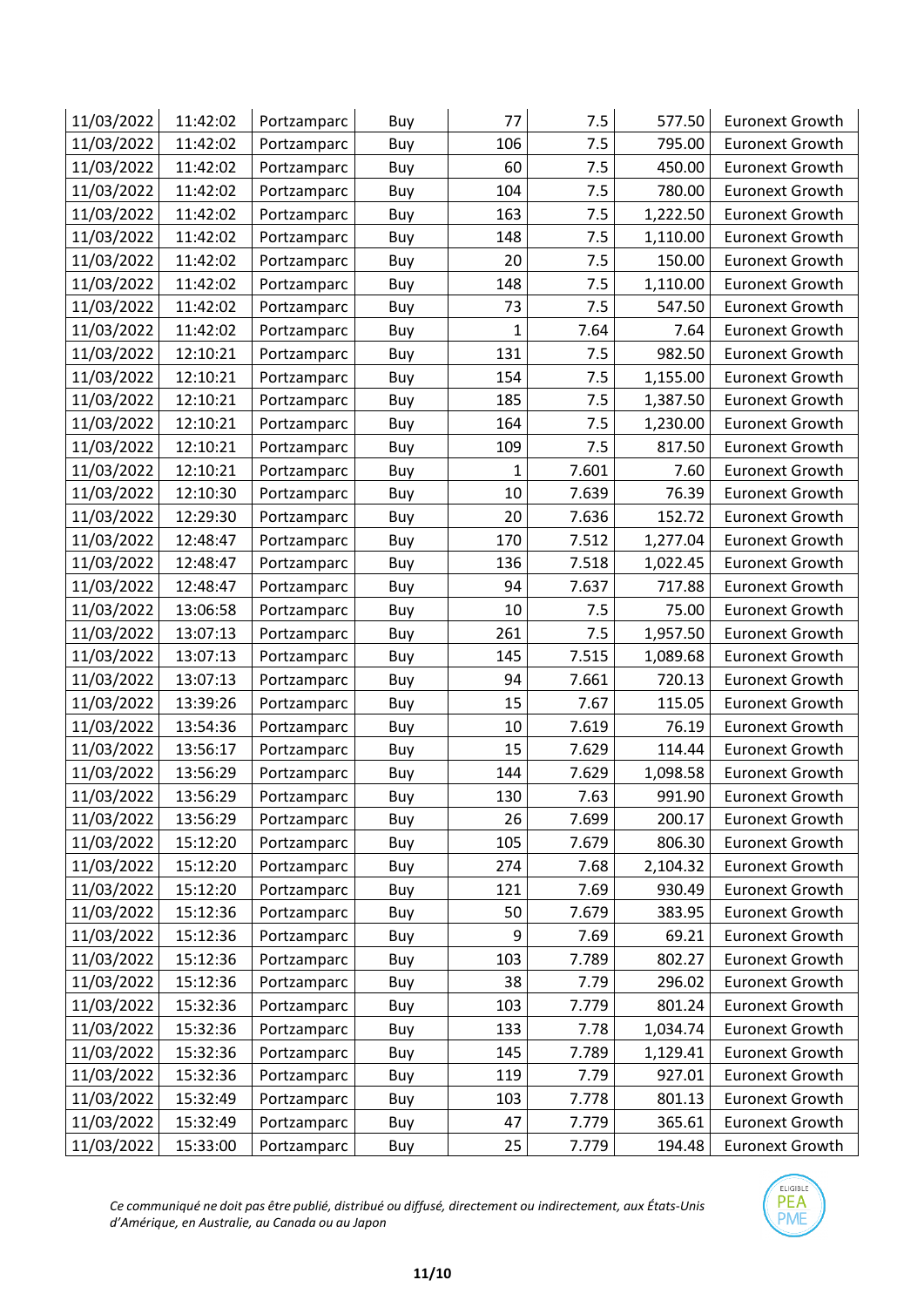| | | | | | | | |
|---|---|---|---|---|---|---|---|
| 11/03/2022 | 11:42:02 | Portzamparc | Buy | 77 | 7.5 | 577.50 | Euronext Growth |
| 11/03/2022 | 11:42:02 | Portzamparc | Buy | 106 | 7.5 | 795.00 | Euronext Growth |
| 11/03/2022 | 11:42:02 | Portzamparc | Buy | 60 | 7.5 | 450.00 | Euronext Growth |
| 11/03/2022 | 11:42:02 | Portzamparc | Buy | 104 | 7.5 | 780.00 | Euronext Growth |
| 11/03/2022 | 11:42:02 | Portzamparc | Buy | 163 | 7.5 | 1,222.50 | Euronext Growth |
| 11/03/2022 | 11:42:02 | Portzamparc | Buy | 148 | 7.5 | 1,110.00 | Euronext Growth |
| 11/03/2022 | 11:42:02 | Portzamparc | Buy | 20 | 7.5 | 150.00 | Euronext Growth |
| 11/03/2022 | 11:42:02 | Portzamparc | Buy | 148 | 7.5 | 1,110.00 | Euronext Growth |
| 11/03/2022 | 11:42:02 | Portzamparc | Buy | 73 | 7.5 | 547.50 | Euronext Growth |
| 11/03/2022 | 11:42:02 | Portzamparc | Buy | 1 | 7.64 | 7.64 | Euronext Growth |
| 11/03/2022 | 12:10:21 | Portzamparc | Buy | 131 | 7.5 | 982.50 | Euronext Growth |
| 11/03/2022 | 12:10:21 | Portzamparc | Buy | 154 | 7.5 | 1,155.00 | Euronext Growth |
| 11/03/2022 | 12:10:21 | Portzamparc | Buy | 185 | 7.5 | 1,387.50 | Euronext Growth |
| 11/03/2022 | 12:10:21 | Portzamparc | Buy | 164 | 7.5 | 1,230.00 | Euronext Growth |
| 11/03/2022 | 12:10:21 | Portzamparc | Buy | 109 | 7.5 | 817.50 | Euronext Growth |
| 11/03/2022 | 12:10:21 | Portzamparc | Buy | 1 | 7.601 | 7.60 | Euronext Growth |
| 11/03/2022 | 12:10:30 | Portzamparc | Buy | 10 | 7.639 | 76.39 | Euronext Growth |
| 11/03/2022 | 12:29:30 | Portzamparc | Buy | 20 | 7.636 | 152.72 | Euronext Growth |
| 11/03/2022 | 12:48:47 | Portzamparc | Buy | 170 | 7.512 | 1,277.04 | Euronext Growth |
| 11/03/2022 | 12:48:47 | Portzamparc | Buy | 136 | 7.518 | 1,022.45 | Euronext Growth |
| 11/03/2022 | 12:48:47 | Portzamparc | Buy | 94 | 7.637 | 717.88 | Euronext Growth |
| 11/03/2022 | 13:06:58 | Portzamparc | Buy | 10 | 7.5 | 75.00 | Euronext Growth |
| 11/03/2022 | 13:07:13 | Portzamparc | Buy | 261 | 7.5 | 1,957.50 | Euronext Growth |
| 11/03/2022 | 13:07:13 | Portzamparc | Buy | 145 | 7.515 | 1,089.68 | Euronext Growth |
| 11/03/2022 | 13:07:13 | Portzamparc | Buy | 94 | 7.661 | 720.13 | Euronext Growth |
| 11/03/2022 | 13:39:26 | Portzamparc | Buy | 15 | 7.67 | 115.05 | Euronext Growth |
| 11/03/2022 | 13:54:36 | Portzamparc | Buy | 10 | 7.619 | 76.19 | Euronext Growth |
| 11/03/2022 | 13:56:17 | Portzamparc | Buy | 15 | 7.629 | 114.44 | Euronext Growth |
| 11/03/2022 | 13:56:29 | Portzamparc | Buy | 144 | 7.629 | 1,098.58 | Euronext Growth |
| 11/03/2022 | 13:56:29 | Portzamparc | Buy | 130 | 7.63 | 991.90 | Euronext Growth |
| 11/03/2022 | 13:56:29 | Portzamparc | Buy | 26 | 7.699 | 200.17 | Euronext Growth |
| 11/03/2022 | 15:12:20 | Portzamparc | Buy | 105 | 7.679 | 806.30 | Euronext Growth |
| 11/03/2022 | 15:12:20 | Portzamparc | Buy | 274 | 7.68 | 2,104.32 | Euronext Growth |
| 11/03/2022 | 15:12:20 | Portzamparc | Buy | 121 | 7.69 | 930.49 | Euronext Growth |
| 11/03/2022 | 15:12:36 | Portzamparc | Buy | 50 | 7.679 | 383.95 | Euronext Growth |
| 11/03/2022 | 15:12:36 | Portzamparc | Buy | 9 | 7.69 | 69.21 | Euronext Growth |
| 11/03/2022 | 15:12:36 | Portzamparc | Buy | 103 | 7.789 | 802.27 | Euronext Growth |
| 11/03/2022 | 15:12:36 | Portzamparc | Buy | 38 | 7.79 | 296.02 | Euronext Growth |
| 11/03/2022 | 15:32:36 | Portzamparc | Buy | 103 | 7.779 | 801.24 | Euronext Growth |
| 11/03/2022 | 15:32:36 | Portzamparc | Buy | 133 | 7.78 | 1,034.74 | Euronext Growth |
| 11/03/2022 | 15:32:36 | Portzamparc | Buy | 145 | 7.789 | 1,129.41 | Euronext Growth |
| 11/03/2022 | 15:32:36 | Portzamparc | Buy | 119 | 7.79 | 927.01 | Euronext Growth |
| 11/03/2022 | 15:32:49 | Portzamparc | Buy | 103 | 7.778 | 801.13 | Euronext Growth |
| 11/03/2022 | 15:32:49 | Portzamparc | Buy | 47 | 7.779 | 365.61 | Euronext Growth |
| 11/03/2022 | 15:33:00 | Portzamparc | Buy | 25 | 7.779 | 194.48 | Euronext Growth |

*Ce communiqué ne doit pas être publié, distribué ou diffusé, directement ou indirectement, aux États-Unis d'Amérique, en Australie, au Canada ou au Japon*

ÉLIGIBLE PEA PME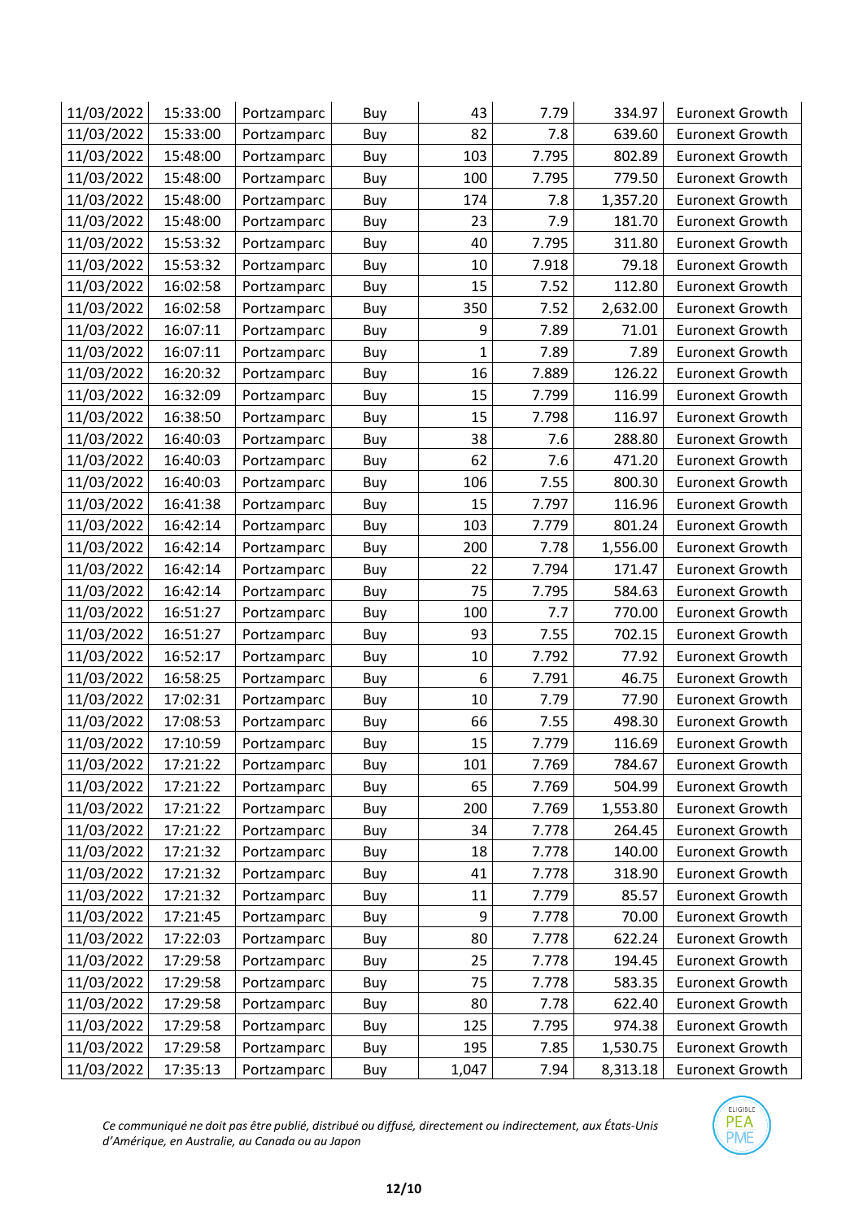| | | | | | | | |
|---|---|---|---|---|---|---|---|
| 11/03/2022 | 15:33:00 | Portzamparc | Buy | 43 | 7.79 | 334.97 | Euronext Growth |
| 11/03/2022 | 15:33:00 | Portzamparc | Buy | 82 | 7.8 | 639.60 | Euronext Growth |
| 11/03/2022 | 15:48:00 | Portzamparc | Buy | 103 | 7.795 | 802.89 | Euronext Growth |
| 11/03/2022 | 15:48:00 | Portzamparc | Buy | 100 | 7.795 | 779.50 | Euronext Growth |
| 11/03/2022 | 15:48:00 | Portzamparc | Buy | 174 | 7.8 | 1,357.20 | Euronext Growth |
| 11/03/2022 | 15:48:00 | Portzamparc | Buy | 23 | 7.9 | 181.70 | Euronext Growth |
| 11/03/2022 | 15:53:32 | Portzamparc | Buy | 40 | 7.795 | 311.80 | Euronext Growth |
| 11/03/2022 | 15:53:32 | Portzamparc | Buy | 10 | 7.918 | 79.18 | Euronext Growth |
| 11/03/2022 | 16:02:58 | Portzamparc | Buy | 15 | 7.52 | 112.80 | Euronext Growth |
| 11/03/2022 | 16:02:58 | Portzamparc | Buy | 350 | 7.52 | 2,632.00 | Euronext Growth |
| 11/03/2022 | 16:07:11 | Portzamparc | Buy | 9 | 7.89 | 71.01 | Euronext Growth |
| 11/03/2022 | 16:07:11 | Portzamparc | Buy | 1 | 7.89 | 7.89 | Euronext Growth |
| 11/03/2022 | 16:20:32 | Portzamparc | Buy | 16 | 7.889 | 126.22 | Euronext Growth |
| 11/03/2022 | 16:32:09 | Portzamparc | Buy | 15 | 7.799 | 116.99 | Euronext Growth |
| 11/03/2022 | 16:38:50 | Portzamparc | Buy | 15 | 7.798 | 116.97 | Euronext Growth |
| 11/03/2022 | 16:40:03 | Portzamparc | Buy | 38 | 7.6 | 288.80 | Euronext Growth |
| 11/03/2022 | 16:40:03 | Portzamparc | Buy | 62 | 7.6 | 471.20 | Euronext Growth |
| 11/03/2022 | 16:40:03 | Portzamparc | Buy | 106 | 7.55 | 800.30 | Euronext Growth |
| 11/03/2022 | 16:41:38 | Portzamparc | Buy | 15 | 7.797 | 116.96 | Euronext Growth |
| 11/03/2022 | 16:42:14 | Portzamparc | Buy | 103 | 7.779 | 801.24 | Euronext Growth |
| 11/03/2022 | 16:42:14 | Portzamparc | Buy | 200 | 7.78 | 1,556.00 | Euronext Growth |
| 11/03/2022 | 16:42:14 | Portzamparc | Buy | 22 | 7.794 | 171.47 | Euronext Growth |
| 11/03/2022 | 16:42:14 | Portzamparc | Buy | 75 | 7.795 | 584.63 | Euronext Growth |
| 11/03/2022 | 16:51:27 | Portzamparc | Buy | 100 | 7.7 | 770.00 | Euronext Growth |
| 11/03/2022 | 16:51:27 | Portzamparc | Buy | 93 | 7.55 | 702.15 | Euronext Growth |
| 11/03/2022 | 16:52:17 | Portzamparc | Buy | 10 | 7.792 | 77.92 | Euronext Growth |
| 11/03/2022 | 16:58:25 | Portzamparc | Buy | 6 | 7.791 | 46.75 | Euronext Growth |
| 11/03/2022 | 17:02:31 | Portzamparc | Buy | 10 | 7.79 | 77.90 | Euronext Growth |
| 11/03/2022 | 17:08:53 | Portzamparc | Buy | 66 | 7.55 | 498.30 | Euronext Growth |
| 11/03/2022 | 17:10:59 | Portzamparc | Buy | 15 | 7.779 | 116.69 | Euronext Growth |
| 11/03/2022 | 17:21:22 | Portzamparc | Buy | 101 | 7.769 | 784.67 | Euronext Growth |
| 11/03/2022 | 17:21:22 | Portzamparc | Buy | 65 | 7.769 | 504.99 | Euronext Growth |
| 11/03/2022 | 17:21:22 | Portzamparc | Buy | 200 | 7.769 | 1,553.80 | Euronext Growth |
| 11/03/2022 | 17:21:22 | Portzamparc | Buy | 34 | 7.778 | 264.45 | Euronext Growth |
| 11/03/2022 | 17:21:32 | Portzamparc | Buy | 18 | 7.778 | 140.00 | Euronext Growth |
| 11/03/2022 | 17:21:32 | Portzamparc | Buy | 41 | 7.778 | 318.90 | Euronext Growth |
| 11/03/2022 | 17:21:32 | Portzamparc | Buy | 11 | 7.779 | 85.57 | Euronext Growth |
| 11/03/2022 | 17:21:45 | Portzamparc | Buy | 9 | 7.778 | 70.00 | Euronext Growth |
| 11/03/2022 | 17:22:03 | Portzamparc | Buy | 80 | 7.778 | 622.24 | Euronext Growth |
| 11/03/2022 | 17:29:58 | Portzamparc | Buy | 25 | 7.778 | 194.45 | Euronext Growth |
| 11/03/2022 | 17:29:58 | Portzamparc | Buy | 75 | 7.778 | 583.35 | Euronext Growth |
| 11/03/2022 | 17:29:58 | Portzamparc | Buy | 80 | 7.78 | 622.40 | Euronext Growth |
| 11/03/2022 | 17:29:58 | Portzamparc | Buy | 125 | 7.795 | 974.38 | Euronext Growth |
| 11/03/2022 | 17:29:58 | Portzamparc | Buy | 195 | 7.85 | 1,530.75 | Euronext Growth |
| 11/03/2022 | 17:35:13 | Portzamparc | Buy | 1,047 | 7.94 | 8,313.18 | Euronext Growth |

*Ce communiqué ne doit pas être publié, distribué ou diffusé, directement ou indirectement, aux États-Unis d'Amérique, en Australie, au Canada ou au Japon*

ELIGIBLE PEA PME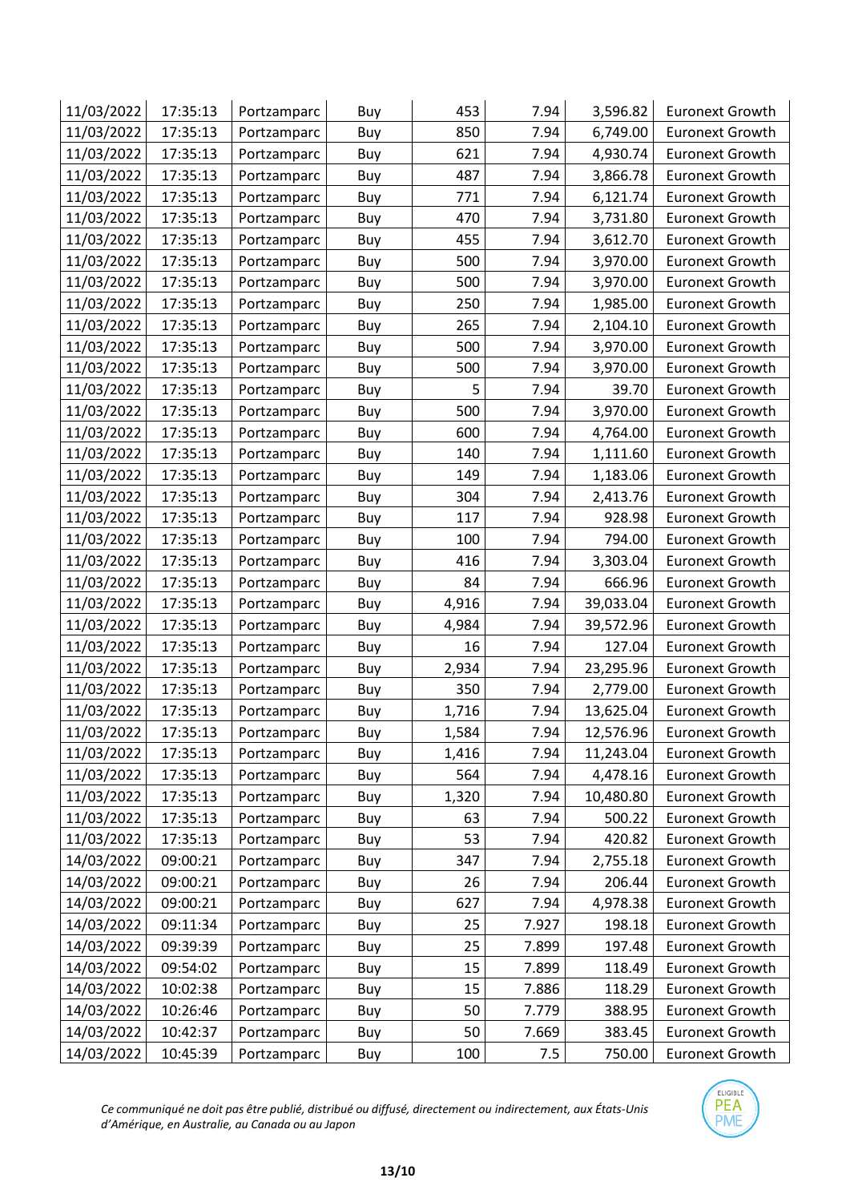| 11/03/2022 | 17:35:13 | Portzamparc | Buy | 453 | 7.94 | 3,596.82 | Euronext Growth |
|---|---|---|---|---|---|---|---|
| 11/03/2022 | 17:35:13 | Portzamparc | Buy | 850 | 7.94 | 6,749.00 | Euronext Growth |
| 11/03/2022 | 17:35:13 | Portzamparc | Buy | 621 | 7.94 | 4,930.74 | Euronext Growth |
| 11/03/2022 | 17:35:13 | Portzamparc | Buy | 487 | 7.94 | 3,866.78 | Euronext Growth |
| 11/03/2022 | 17:35:13 | Portzamparc | Buy | 771 | 7.94 | 6,121.74 | Euronext Growth |
| 11/03/2022 | 17:35:13 | Portzamparc | Buy | 470 | 7.94 | 3,731.80 | Euronext Growth |
| 11/03/2022 | 17:35:13 | Portzamparc | Buy | 455 | 7.94 | 3,612.70 | Euronext Growth |
| 11/03/2022 | 17:35:13 | Portzamparc | Buy | 500 | 7.94 | 3,970.00 | Euronext Growth |
| 11/03/2022 | 17:35:13 | Portzamparc | Buy | 500 | 7.94 | 3,970.00 | Euronext Growth |
| 11/03/2022 | 17:35:13 | Portzamparc | Buy | 250 | 7.94 | 1,985.00 | Euronext Growth |
| 11/03/2022 | 17:35:13 | Portzamparc | Buy | 265 | 7.94 | 2,104.10 | Euronext Growth |
| 11/03/2022 | 17:35:13 | Portzamparc | Buy | 500 | 7.94 | 3,970.00 | Euronext Growth |
| 11/03/2022 | 17:35:13 | Portzamparc | Buy | 500 | 7.94 | 3,970.00 | Euronext Growth |
| 11/03/2022 | 17:35:13 | Portzamparc | Buy | 5 | 7.94 | 39.70 | Euronext Growth |
| 11/03/2022 | 17:35:13 | Portzamparc | Buy | 500 | 7.94 | 3,970.00 | Euronext Growth |
| 11/03/2022 | 17:35:13 | Portzamparc | Buy | 600 | 7.94 | 4,764.00 | Euronext Growth |
| 11/03/2022 | 17:35:13 | Portzamparc | Buy | 140 | 7.94 | 1,111.60 | Euronext Growth |
| 11/03/2022 | 17:35:13 | Portzamparc | Buy | 149 | 7.94 | 1,183.06 | Euronext Growth |
| 11/03/2022 | 17:35:13 | Portzamparc | Buy | 304 | 7.94 | 2,413.76 | Euronext Growth |
| 11/03/2022 | 17:35:13 | Portzamparc | Buy | 117 | 7.94 | 928.98 | Euronext Growth |
| 11/03/2022 | 17:35:13 | Portzamparc | Buy | 100 | 7.94 | 794.00 | Euronext Growth |
| 11/03/2022 | 17:35:13 | Portzamparc | Buy | 416 | 7.94 | 3,303.04 | Euronext Growth |
| 11/03/2022 | 17:35:13 | Portzamparc | Buy | 84 | 7.94 | 666.96 | Euronext Growth |
| 11/03/2022 | 17:35:13 | Portzamparc | Buy | 4,916 | 7.94 | 39,033.04 | Euronext Growth |
| 11/03/2022 | 17:35:13 | Portzamparc | Buy | 4,984 | 7.94 | 39,572.96 | Euronext Growth |
| 11/03/2022 | 17:35:13 | Portzamparc | Buy | 16 | 7.94 | 127.04 | Euronext Growth |
| 11/03/2022 | 17:35:13 | Portzamparc | Buy | 2,934 | 7.94 | 23,295.96 | Euronext Growth |
| 11/03/2022 | 17:35:13 | Portzamparc | Buy | 350 | 7.94 | 2,779.00 | Euronext Growth |
| 11/03/2022 | 17:35:13 | Portzamparc | Buy | 1,716 | 7.94 | 13,625.04 | Euronext Growth |
| 11/03/2022 | 17:35:13 | Portzamparc | Buy | 1,584 | 7.94 | 12,576.96 | Euronext Growth |
| 11/03/2022 | 17:35:13 | Portzamparc | Buy | 1,416 | 7.94 | 11,243.04 | Euronext Growth |
| 11/03/2022 | 17:35:13 | Portzamparc | Buy | 564 | 7.94 | 4,478.16 | Euronext Growth |
| 11/03/2022 | 17:35:13 | Portzamparc | Buy | 1,320 | 7.94 | 10,480.80 | Euronext Growth |
| 11/03/2022 | 17:35:13 | Portzamparc | Buy | 63 | 7.94 | 500.22 | Euronext Growth |
| 11/03/2022 | 17:35:13 | Portzamparc | Buy | 53 | 7.94 | 420.82 | Euronext Growth |
| 14/03/2022 | 09:00:21 | Portzamparc | Buy | 347 | 7.94 | 2,755.18 | Euronext Growth |
| 14/03/2022 | 09:00:21 | Portzamparc | Buy | 26 | 7.94 | 206.44 | Euronext Growth |
| 14/03/2022 | 09:00:21 | Portzamparc | Buy | 627 | 7.94 | 4,978.38 | Euronext Growth |
| 14/03/2022 | 09:11:34 | Portzamparc | Buy | 25 | 7.927 | 198.18 | Euronext Growth |
| 14/03/2022 | 09:39:39 | Portzamparc | Buy | 25 | 7.899 | 197.48 | Euronext Growth |
| 14/03/2022 | 09:54:02 | Portzamparc | Buy | 15 | 7.899 | 118.49 | Euronext Growth |
| 14/03/2022 | 10:02:38 | Portzamparc | Buy | 15 | 7.886 | 118.29 | Euronext Growth |
| 14/03/2022 | 10:26:46 | Portzamparc | Buy | 50 | 7.779 | 388.95 | Euronext Growth |
| 14/03/2022 | 10:42:37 | Portzamparc | Buy | 50 | 7.669 | 383.45 | Euronext Growth |
| 14/03/2022 | 10:45:39 | Portzamparc | Buy | 100 | 7.5 | 750.00 | Euronext Growth |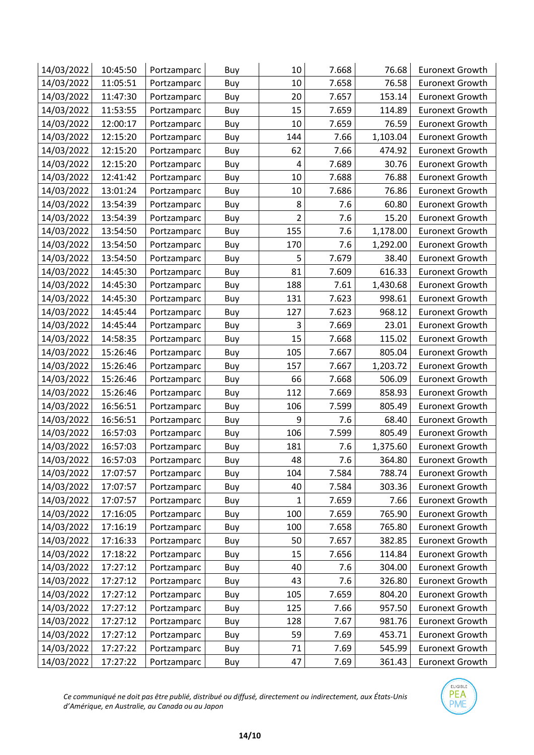| | | | | | | | |
|---|---|---|---|---|---|---|---|
| 14/03/2022 | 10:45:50 | Portzamparc | Buy | 10 | 7.668 | 76.68 | Euronext Growth |
| 14/03/2022 | 11:05:51 | Portzamparc | Buy | 10 | 7.658 | 76.58 | Euronext Growth |
| 14/03/2022 | 11:47:30 | Portzamparc | Buy | 20 | 7.657 | 153.14 | Euronext Growth |
| 14/03/2022 | 11:53:55 | Portzamparc | Buy | 15 | 7.659 | 114.89 | Euronext Growth |
| 14/03/2022 | 12:00:17 | Portzamparc | Buy | 10 | 7.659 | 76.59 | Euronext Growth |
| 14/03/2022 | 12:15:20 | Portzamparc | Buy | 144 | 7.66 | 1,103.04 | Euronext Growth |
| 14/03/2022 | 12:15:20 | Portzamparc | Buy | 62 | 7.66 | 474.92 | Euronext Growth |
| 14/03/2022 | 12:15:20 | Portzamparc | Buy | 4 | 7.689 | 30.76 | Euronext Growth |
| 14/03/2022 | 12:41:42 | Portzamparc | Buy | 10 | 7.688 | 76.88 | Euronext Growth |
| 14/03/2022 | 13:01:24 | Portzamparc | Buy | 10 | 7.686 | 76.86 | Euronext Growth |
| 14/03/2022 | 13:54:39 | Portzamparc | Buy | 8 | 7.6 | 60.80 | Euronext Growth |
| 14/03/2022 | 13:54:39 | Portzamparc | Buy | 2 | 7.6 | 15.20 | Euronext Growth |
| 14/03/2022 | 13:54:50 | Portzamparc | Buy | 155 | 7.6 | 1,178.00 | Euronext Growth |
| 14/03/2022 | 13:54:50 | Portzamparc | Buy | 170 | 7.6 | 1,292.00 | Euronext Growth |
| 14/03/2022 | 13:54:50 | Portzamparc | Buy | 5 | 7.679 | 38.40 | Euronext Growth |
| 14/03/2022 | 14:45:30 | Portzamparc | Buy | 81 | 7.609 | 616.33 | Euronext Growth |
| 14/03/2022 | 14:45:30 | Portzamparc | Buy | 188 | 7.61 | 1,430.68 | Euronext Growth |
| 14/03/2022 | 14:45:30 | Portzamparc | Buy | 131 | 7.623 | 998.61 | Euronext Growth |
| 14/03/2022 | 14:45:44 | Portzamparc | Buy | 127 | 7.623 | 968.12 | Euronext Growth |
| 14/03/2022 | 14:45:44 | Portzamparc | Buy | 3 | 7.669 | 23.01 | Euronext Growth |
| 14/03/2022 | 14:58:35 | Portzamparc | Buy | 15 | 7.668 | 115.02 | Euronext Growth |
| 14/03/2022 | 15:26:46 | Portzamparc | Buy | 105 | 7.667 | 805.04 | Euronext Growth |
| 14/03/2022 | 15:26:46 | Portzamparc | Buy | 157 | 7.667 | 1,203.72 | Euronext Growth |
| 14/03/2022 | 15:26:46 | Portzamparc | Buy | 66 | 7.668 | 506.09 | Euronext Growth |
| 14/03/2022 | 15:26:46 | Portzamparc | Buy | 112 | 7.669 | 858.93 | Euronext Growth |
| 14/03/2022 | 16:56:51 | Portzamparc | Buy | 106 | 7.599 | 805.49 | Euronext Growth |
| 14/03/2022 | 16:56:51 | Portzamparc | Buy | 9 | 7.6 | 68.40 | Euronext Growth |
| 14/03/2022 | 16:57:03 | Portzamparc | Buy | 106 | 7.599 | 805.49 | Euronext Growth |
| 14/03/2022 | 16:57:03 | Portzamparc | Buy | 181 | 7.6 | 1,375.60 | Euronext Growth |
| 14/03/2022 | 16:57:03 | Portzamparc | Buy | 48 | 7.6 | 364.80 | Euronext Growth |
| 14/03/2022 | 17:07:57 | Portzamparc | Buy | 104 | 7.584 | 788.74 | Euronext Growth |
| 14/03/2022 | 17:07:57 | Portzamparc | Buy | 40 | 7.584 | 303.36 | Euronext Growth |
| 14/03/2022 | 17:07:57 | Portzamparc | Buy | 1 | 7.659 | 7.66 | Euronext Growth |
| 14/03/2022 | 17:16:05 | Portzamparc | Buy | 100 | 7.659 | 765.90 | Euronext Growth |
| 14/03/2022 | 17:16:19 | Portzamparc | Buy | 100 | 7.658 | 765.80 | Euronext Growth |
| 14/03/2022 | 17:16:33 | Portzamparc | Buy | 50 | 7.657 | 382.85 | Euronext Growth |
| 14/03/2022 | 17:18:22 | Portzamparc | Buy | 15 | 7.656 | 114.84 | Euronext Growth |
| 14/03/2022 | 17:27:12 | Portzamparc | Buy | 40 | 7.6 | 304.00 | Euronext Growth |
| 14/03/2022 | 17:27:12 | Portzamparc | Buy | 43 | 7.6 | 326.80 | Euronext Growth |
| 14/03/2022 | 17:27:12 | Portzamparc | Buy | 105 | 7.659 | 804.20 | Euronext Growth |
| 14/03/2022 | 17:27:12 | Portzamparc | Buy | 125 | 7.66 | 957.50 | Euronext Growth |
| 14/03/2022 | 17:27:12 | Portzamparc | Buy | 128 | 7.67 | 981.76 | Euronext Growth |
| 14/03/2022 | 17:27:12 | Portzamparc | Buy | 59 | 7.69 | 453.71 | Euronext Growth |
| 14/03/2022 | 17:27:22 | Portzamparc | Buy | 71 | 7.69 | 545.99 | Euronext Growth |
| 14/03/2022 | 17:27:22 | Portzamparc | Buy | 47 | 7.69 | 361.43 | Euronext Growth |

*Ce communiqué ne doit pas être publié, distribué ou diffusé, directement ou indirectement, aux États-Unis d'Amérique, en Australie, au Canada ou au Japon*

ELIGIBLE PEA PME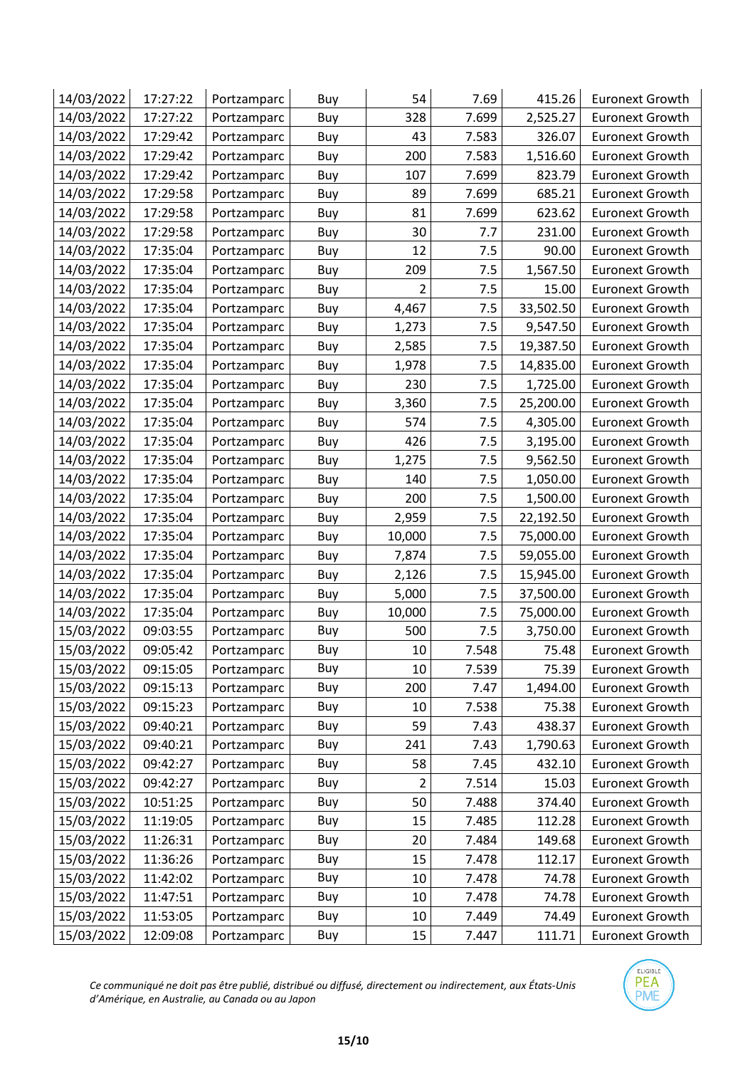| 14/03/2022 | 17:27:22 | Portzamparc | Buy | 54 | 7.69 | 415.26 | Euronext Growth |
|---|---|---|---|---|---|---|---|
| 14/03/2022 | 17:27:22 | Portzamparc | Buy | 328 | 7.699 | 2,525.27 | Euronext Growth |
| 14/03/2022 | 17:29:42 | Portzamparc | Buy | 43 | 7.583 | 326.07 | Euronext Growth |
| 14/03/2022 | 17:29:42 | Portzamparc | Buy | 200 | 7.583 | 1,516.60 | Euronext Growth |
| 14/03/2022 | 17:29:42 | Portzamparc | Buy | 107 | 7.699 | 823.79 | Euronext Growth |
| 14/03/2022 | 17:29:58 | Portzamparc | Buy | 89 | 7.699 | 685.21 | Euronext Growth |
| 14/03/2022 | 17:29:58 | Portzamparc | Buy | 81 | 7.699 | 623.62 | Euronext Growth |
| 14/03/2022 | 17:29:58 | Portzamparc | Buy | 30 | 7.7 | 231.00 | Euronext Growth |
| 14/03/2022 | 17:35:04 | Portzamparc | Buy | 12 | 7.5 | 90.00 | Euronext Growth |
| 14/03/2022 | 17:35:04 | Portzamparc | Buy | 209 | 7.5 | 1,567.50 | Euronext Growth |
| 14/03/2022 | 17:35:04 | Portzamparc | Buy | 2 | 7.5 | 15.00 | Euronext Growth |
| 14/03/2022 | 17:35:04 | Portzamparc | Buy | 4,467 | 7.5 | 33,502.50 | Euronext Growth |
| 14/03/2022 | 17:35:04 | Portzamparc | Buy | 1,273 | 7.5 | 9,547.50 | Euronext Growth |
| 14/03/2022 | 17:35:04 | Portzamparc | Buy | 2,585 | 7.5 | 19,387.50 | Euronext Growth |
| 14/03/2022 | 17:35:04 | Portzamparc | Buy | 1,978 | 7.5 | 14,835.00 | Euronext Growth |
| 14/03/2022 | 17:35:04 | Portzamparc | Buy | 230 | 7.5 | 1,725.00 | Euronext Growth |
| 14/03/2022 | 17:35:04 | Portzamparc | Buy | 3,360 | 7.5 | 25,200.00 | Euronext Growth |
| 14/03/2022 | 17:35:04 | Portzamparc | Buy | 574 | 7.5 | 4,305.00 | Euronext Growth |
| 14/03/2022 | 17:35:04 | Portzamparc | Buy | 426 | 7.5 | 3,195.00 | Euronext Growth |
| 14/03/2022 | 17:35:04 | Portzamparc | Buy | 1,275 | 7.5 | 9,562.50 | Euronext Growth |
| 14/03/2022 | 17:35:04 | Portzamparc | Buy | 140 | 7.5 | 1,050.00 | Euronext Growth |
| 14/03/2022 | 17:35:04 | Portzamparc | Buy | 200 | 7.5 | 1,500.00 | Euronext Growth |
| 14/03/2022 | 17:35:04 | Portzamparc | Buy | 2,959 | 7.5 | 22,192.50 | Euronext Growth |
| 14/03/2022 | 17:35:04 | Portzamparc | Buy | 10,000 | 7.5 | 75,000.00 | Euronext Growth |
| 14/03/2022 | 17:35:04 | Portzamparc | Buy | 7,874 | 7.5 | 59,055.00 | Euronext Growth |
| 14/03/2022 | 17:35:04 | Portzamparc | Buy | 2,126 | 7.5 | 15,945.00 | Euronext Growth |
| 14/03/2022 | 17:35:04 | Portzamparc | Buy | 5,000 | 7.5 | 37,500.00 | Euronext Growth |
| 14/03/2022 | 17:35:04 | Portzamparc | Buy | 10,000 | 7.5 | 75,000.00 | Euronext Growth |
| 15/03/2022 | 09:03:55 | Portzamparc | Buy | 500 | 7.5 | 3,750.00 | Euronext Growth |
| 15/03/2022 | 09:05:42 | Portzamparc | Buy | 10 | 7.548 | 75.48 | Euronext Growth |
| 15/03/2022 | 09:15:05 | Portzamparc | Buy | 10 | 7.539 | 75.39 | Euronext Growth |
| 15/03/2022 | 09:15:13 | Portzamparc | Buy | 200 | 7.47 | 1,494.00 | Euronext Growth |
| 15/03/2022 | 09:15:23 | Portzamparc | Buy | 10 | 7.538 | 75.38 | Euronext Growth |
| 15/03/2022 | 09:40:21 | Portzamparc | Buy | 59 | 7.43 | 438.37 | Euronext Growth |
| 15/03/2022 | 09:40:21 | Portzamparc | Buy | 241 | 7.43 | 1,790.63 | Euronext Growth |
| 15/03/2022 | 09:42:27 | Portzamparc | Buy | 58 | 7.45 | 432.10 | Euronext Growth |
| 15/03/2022 | 09:42:27 | Portzamparc | Buy | 2 | 7.514 | 15.03 | Euronext Growth |
| 15/03/2022 | 10:51:25 | Portzamparc | Buy | 50 | 7.488 | 374.40 | Euronext Growth |
| 15/03/2022 | 11:19:05 | Portzamparc | Buy | 15 | 7.485 | 112.28 | Euronext Growth |
| 15/03/2022 | 11:26:31 | Portzamparc | Buy | 20 | 7.484 | 149.68 | Euronext Growth |
| 15/03/2022 | 11:36:26 | Portzamparc | Buy | 15 | 7.478 | 112.17 | Euronext Growth |
| 15/03/2022 | 11:42:02 | Portzamparc | Buy | 10 | 7.478 | 74.78 | Euronext Growth |
| 15/03/2022 | 11:47:51 | Portzamparc | Buy | 10 | 7.478 | 74.78 | Euronext Growth |
| 15/03/2022 | 11:53:05 | Portzamparc | Buy | 10 | 7.449 | 74.49 | Euronext Growth |
| 15/03/2022 | 12:09:08 | Portzamparc | Buy | 15 | 7.447 | 111.71 | Euronext Growth |

*Ce communiqué ne doit pas être publié, distribué ou diffusé, directement ou indirectement, aux États-Unis d'Amérique, en Australie, au Canada ou au Japon*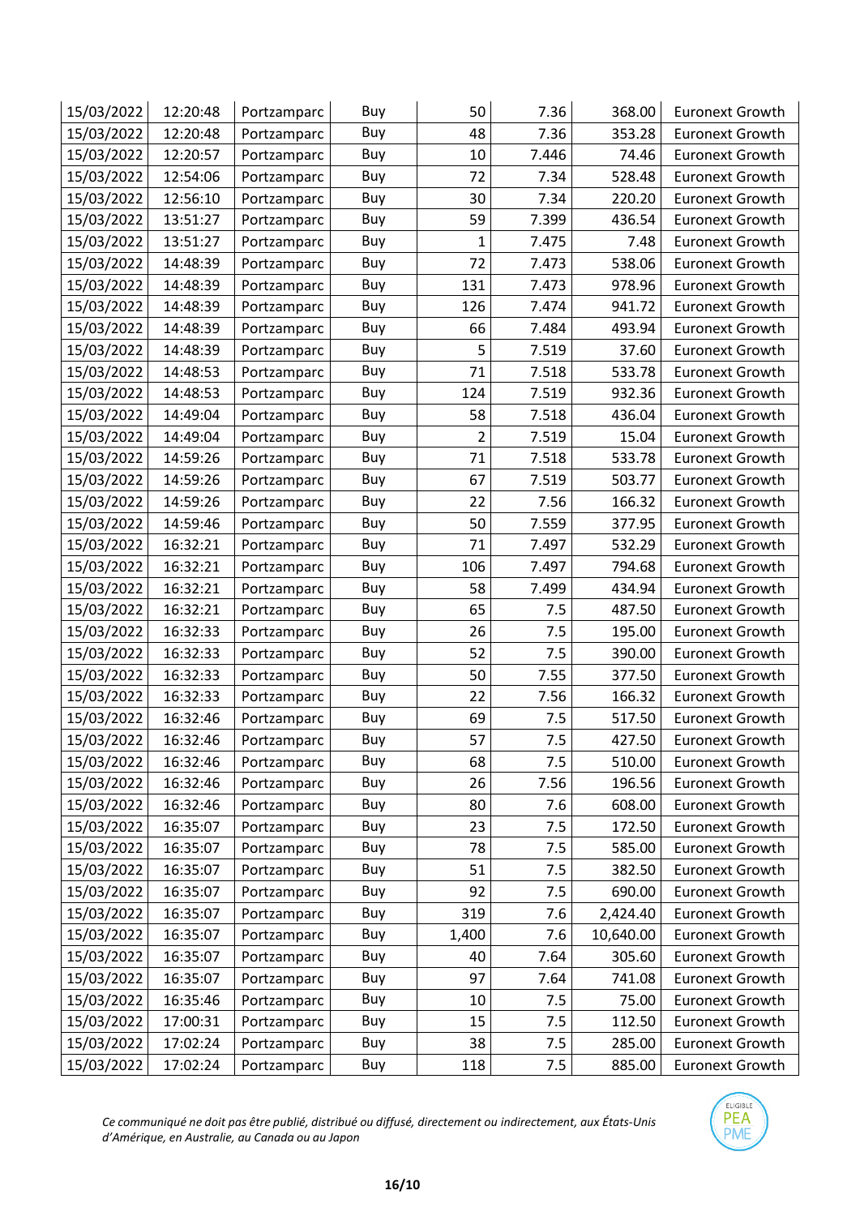| 15/03/2022 | 12:20:48 | Portzamparc | Buy | 50 | 7.36 | 368.00 | Euronext Growth |
|---|---|---|---|---|---|---|---|
| 15/03/2022 | 12:20:48 | Portzamparc | Buy | 48 | 7.36 | 353.28 | Euronext Growth |
| 15/03/2022 | 12:20:57 | Portzamparc | Buy | 10 | 7.446 | 74.46 | Euronext Growth |
| 15/03/2022 | 12:54:06 | Portzamparc | Buy | 72 | 7.34 | 528.48 | Euronext Growth |
| 15/03/2022 | 12:56:10 | Portzamparc | Buy | 30 | 7.34 | 220.20 | Euronext Growth |
| 15/03/2022 | 13:51:27 | Portzamparc | Buy | 59 | 7.399 | 436.54 | Euronext Growth |
| 15/03/2022 | 13:51:27 | Portzamparc | Buy | 1 | 7.475 | 7.48 | Euronext Growth |
| 15/03/2022 | 14:48:39 | Portzamparc | Buy | 72 | 7.473 | 538.06 | Euronext Growth |
| 15/03/2022 | 14:48:39 | Portzamparc | Buy | 131 | 7.473 | 978.96 | Euronext Growth |
| 15/03/2022 | 14:48:39 | Portzamparc | Buy | 126 | 7.474 | 941.72 | Euronext Growth |
| 15/03/2022 | 14:48:39 | Portzamparc | Buy | 66 | 7.484 | 493.94 | Euronext Growth |
| 15/03/2022 | 14:48:39 | Portzamparc | Buy | 5 | 7.519 | 37.60 | Euronext Growth |
| 15/03/2022 | 14:48:53 | Portzamparc | Buy | 71 | 7.518 | 533.78 | Euronext Growth |
| 15/03/2022 | 14:48:53 | Portzamparc | Buy | 124 | 7.519 | 932.36 | Euronext Growth |
| 15/03/2022 | 14:49:04 | Portzamparc | Buy | 58 | 7.518 | 436.04 | Euronext Growth |
| 15/03/2022 | 14:49:04 | Portzamparc | Buy | 2 | 7.519 | 15.04 | Euronext Growth |
| 15/03/2022 | 14:59:26 | Portzamparc | Buy | 71 | 7.518 | 533.78 | Euronext Growth |
| 15/03/2022 | 14:59:26 | Portzamparc | Buy | 67 | 7.519 | 503.77 | Euronext Growth |
| 15/03/2022 | 14:59:26 | Portzamparc | Buy | 22 | 7.56 | 166.32 | Euronext Growth |
| 15/03/2022 | 14:59:46 | Portzamparc | Buy | 50 | 7.559 | 377.95 | Euronext Growth |
| 15/03/2022 | 16:32:21 | Portzamparc | Buy | 71 | 7.497 | 532.29 | Euronext Growth |
| 15/03/2022 | 16:32:21 | Portzamparc | Buy | 106 | 7.497 | 794.68 | Euronext Growth |
| 15/03/2022 | 16:32:21 | Portzamparc | Buy | 58 | 7.499 | 434.94 | Euronext Growth |
| 15/03/2022 | 16:32:21 | Portzamparc | Buy | 65 | 7.5 | 487.50 | Euronext Growth |
| 15/03/2022 | 16:32:33 | Portzamparc | Buy | 26 | 7.5 | 195.00 | Euronext Growth |
| 15/03/2022 | 16:32:33 | Portzamparc | Buy | 52 | 7.5 | 390.00 | Euronext Growth |
| 15/03/2022 | 16:32:33 | Portzamparc | Buy | 50 | 7.55 | 377.50 | Euronext Growth |
| 15/03/2022 | 16:32:33 | Portzamparc | Buy | 22 | 7.56 | 166.32 | Euronext Growth |
| 15/03/2022 | 16:32:46 | Portzamparc | Buy | 69 | 7.5 | 517.50 | Euronext Growth |
| 15/03/2022 | 16:32:46 | Portzamparc | Buy | 57 | 7.5 | 427.50 | Euronext Growth |
| 15/03/2022 | 16:32:46 | Portzamparc | Buy | 68 | 7.5 | 510.00 | Euronext Growth |
| 15/03/2022 | 16:32:46 | Portzamparc | Buy | 26 | 7.56 | 196.56 | Euronext Growth |
| 15/03/2022 | 16:32:46 | Portzamparc | Buy | 80 | 7.6 | 608.00 | Euronext Growth |
| 15/03/2022 | 16:35:07 | Portzamparc | Buy | 23 | 7.5 | 172.50 | Euronext Growth |
| 15/03/2022 | 16:35:07 | Portzamparc | Buy | 78 | 7.5 | 585.00 | Euronext Growth |
| 15/03/2022 | 16:35:07 | Portzamparc | Buy | 51 | 7.5 | 382.50 | Euronext Growth |
| 15/03/2022 | 16:35:07 | Portzamparc | Buy | 92 | 7.5 | 690.00 | Euronext Growth |
| 15/03/2022 | 16:35:07 | Portzamparc | Buy | 319 | 7.6 | 2,424.40 | Euronext Growth |
| 15/03/2022 | 16:35:07 | Portzamparc | Buy | 1,400 | 7.6 | 10,640.00 | Euronext Growth |
| 15/03/2022 | 16:35:07 | Portzamparc | Buy | 40 | 7.64 | 305.60 | Euronext Growth |
| 15/03/2022 | 16:35:07 | Portzamparc | Buy | 97 | 7.64 | 741.08 | Euronext Growth |
| 15/03/2022 | 16:35:46 | Portzamparc | Buy | 10 | 7.5 | 75.00 | Euronext Growth |
| 15/03/2022 | 17:00:31 | Portzamparc | Buy | 15 | 7.5 | 112.50 | Euronext Growth |
| 15/03/2022 | 17:02:24 | Portzamparc | Buy | 38 | 7.5 | 285.00 | Euronext Growth |
| 15/03/2022 | 17:02:24 | Portzamparc | Buy | 118 | 7.5 | 885.00 | Euronext Growth |

*Ce communiqué ne doit pas être publié, distribué ou diffusé, directement ou indirectement, aux États-Unis d'Amérique, en Australie, au Canada ou au Japon*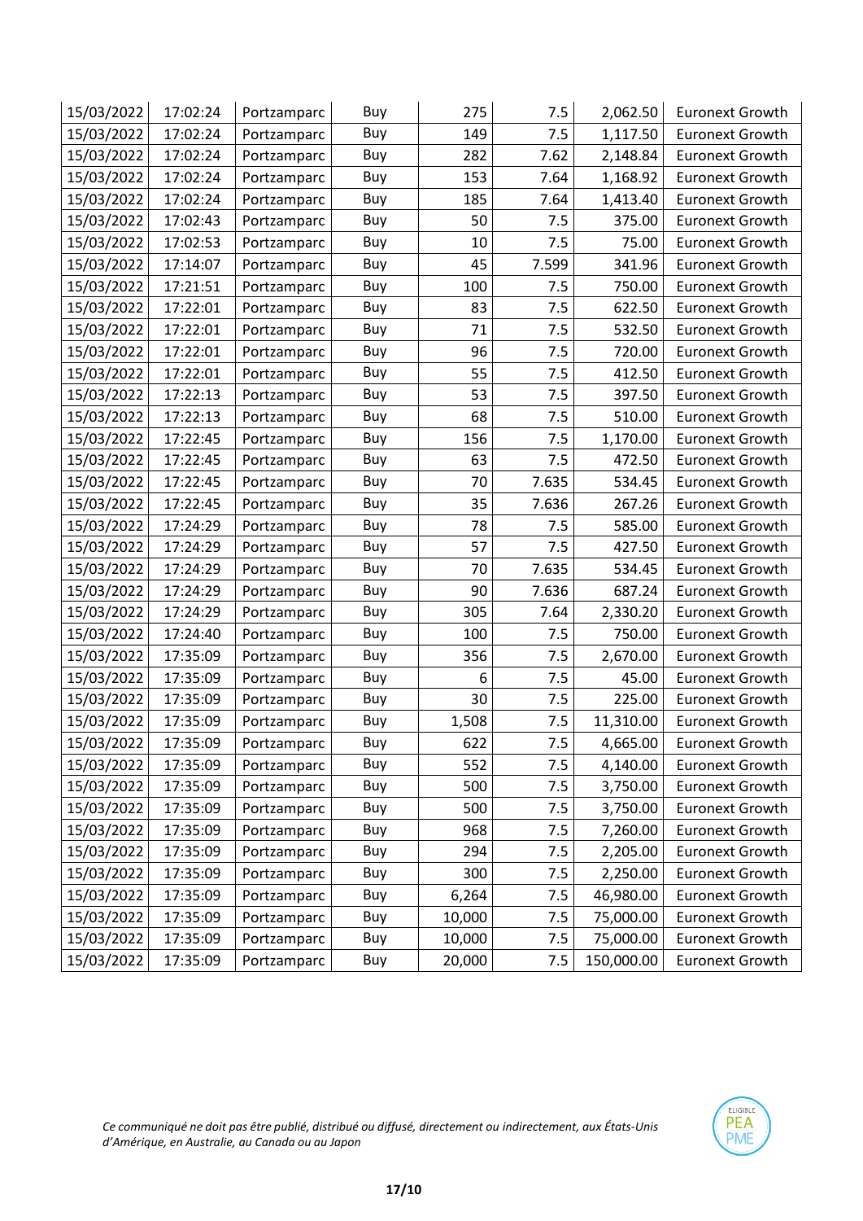| | | | | | | | |
|---|---|---|---|---|---|---|---|
| 15/03/2022 | 17:02:24 | Portzamparc | Buy | 275 | 7.5 | 2,062.50 | Euronext Growth |
| 15/03/2022 | 17:02:24 | Portzamparc | Buy | 149 | 7.5 | 1,117.50 | Euronext Growth |
| 15/03/2022 | 17:02:24 | Portzamparc | Buy | 282 | 7.62 | 2,148.84 | Euronext Growth |
| 15/03/2022 | 17:02:24 | Portzamparc | Buy | 153 | 7.64 | 1,168.92 | Euronext Growth |
| 15/03/2022 | 17:02:24 | Portzamparc | Buy | 185 | 7.64 | 1,413.40 | Euronext Growth |
| 15/03/2022 | 17:02:43 | Portzamparc | Buy | 50 | 7.5 | 375.00 | Euronext Growth |
| 15/03/2022 | 17:02:53 | Portzamparc | Buy | 10 | 7.5 | 75.00 | Euronext Growth |
| 15/03/2022 | 17:14:07 | Portzamparc | Buy | 45 | 7.599 | 341.96 | Euronext Growth |
| 15/03/2022 | 17:21:51 | Portzamparc | Buy | 100 | 7.5 | 750.00 | Euronext Growth |
| 15/03/2022 | 17:22:01 | Portzamparc | Buy | 83 | 7.5 | 622.50 | Euronext Growth |
| 15/03/2022 | 17:22:01 | Portzamparc | Buy | 71 | 7.5 | 532.50 | Euronext Growth |
| 15/03/2022 | 17:22:01 | Portzamparc | Buy | 96 | 7.5 | 720.00 | Euronext Growth |
| 15/03/2022 | 17:22:01 | Portzamparc | Buy | 55 | 7.5 | 412.50 | Euronext Growth |
| 15/03/2022 | 17:22:13 | Portzamparc | Buy | 53 | 7.5 | 397.50 | Euronext Growth |
| 15/03/2022 | 17:22:13 | Portzamparc | Buy | 68 | 7.5 | 510.00 | Euronext Growth |
| 15/03/2022 | 17:22:45 | Portzamparc | Buy | 156 | 7.5 | 1,170.00 | Euronext Growth |
| 15/03/2022 | 17:22:45 | Portzamparc | Buy | 63 | 7.5 | 472.50 | Euronext Growth |
| 15/03/2022 | 17:22:45 | Portzamparc | Buy | 70 | 7.635 | 534.45 | Euronext Growth |
| 15/03/2022 | 17:22:45 | Portzamparc | Buy | 35 | 7.636 | 267.26 | Euronext Growth |
| 15/03/2022 | 17:24:29 | Portzamparc | Buy | 78 | 7.5 | 585.00 | Euronext Growth |
| 15/03/2022 | 17:24:29 | Portzamparc | Buy | 57 | 7.5 | 427.50 | Euronext Growth |
| 15/03/2022 | 17:24:29 | Portzamparc | Buy | 70 | 7.635 | 534.45 | Euronext Growth |
| 15/03/2022 | 17:24:29 | Portzamparc | Buy | 90 | 7.636 | 687.24 | Euronext Growth |
| 15/03/2022 | 17:24:29 | Portzamparc | Buy | 305 | 7.64 | 2,330.20 | Euronext Growth |
| 15/03/2022 | 17:24:40 | Portzamparc | Buy | 100 | 7.5 | 750.00 | Euronext Growth |
| 15/03/2022 | 17:35:09 | Portzamparc | Buy | 356 | 7.5 | 2,670.00 | Euronext Growth |
| 15/03/2022 | 17:35:09 | Portzamparc | Buy | 6 | 7.5 | 45.00 | Euronext Growth |
| 15/03/2022 | 17:35:09 | Portzamparc | Buy | 30 | 7.5 | 225.00 | Euronext Growth |
| 15/03/2022 | 17:35:09 | Portzamparc | Buy | 1,508 | 7.5 | 11,310.00 | Euronext Growth |
| 15/03/2022 | 17:35:09 | Portzamparc | Buy | 622 | 7.5 | 4,665.00 | Euronext Growth |
| 15/03/2022 | 17:35:09 | Portzamparc | Buy | 552 | 7.5 | 4,140.00 | Euronext Growth |
| 15/03/2022 | 17:35:09 | Portzamparc | Buy | 500 | 7.5 | 3,750.00 | Euronext Growth |
| 15/03/2022 | 17:35:09 | Portzamparc | Buy | 500 | 7.5 | 3,750.00 | Euronext Growth |
| 15/03/2022 | 17:35:09 | Portzamparc | Buy | 968 | 7.5 | 7,260.00 | Euronext Growth |
| 15/03/2022 | 17:35:09 | Portzamparc | Buy | 294 | 7.5 | 2,205.00 | Euronext Growth |
| 15/03/2022 | 17:35:09 | Portzamparc | Buy | 300 | 7.5 | 2,250.00 | Euronext Growth |
| 15/03/2022 | 17:35:09 | Portzamparc | Buy | 6,264 | 7.5 | 46,980.00 | Euronext Growth |
| 15/03/2022 | 17:35:09 | Portzamparc | Buy | 10,000 | 7.5 | 75,000.00 | Euronext Growth |
| 15/03/2022 | 17:35:09 | Portzamparc | Buy | 10,000 | 7.5 | 75,000.00 | Euronext Growth |
| 15/03/2022 | 17:35:09 | Portzamparc | Buy | 20,000 | 7.5 | 150,000.00 | Euronext Growth |

*Ce communiqué ne doit pas être publié, distribué ou diffusé, directement ou indirectement, aux États-Unis d'Amérique, en Australie, au Canada ou au Japon*

ELIGIBLE PEA PME